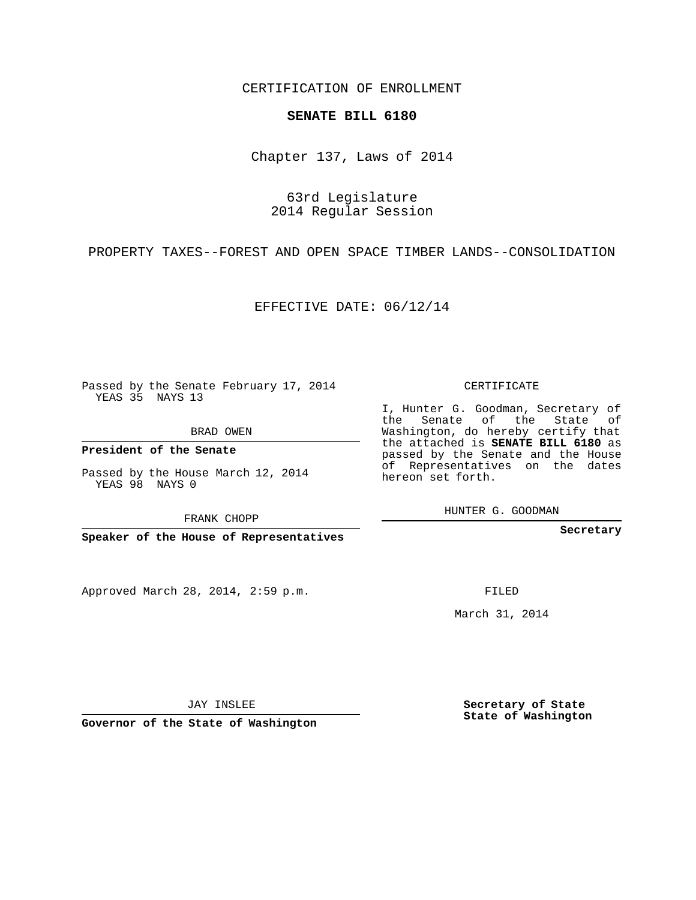CERTIFICATION OF ENROLLMENT

**SENATE BILL 6180**

Chapter 137, Laws of 2014

63rd Legislature
2014 Regular Session

PROPERTY TAXES--FOREST AND OPEN SPACE TIMBER LANDS--CONSOLIDATION

EFFECTIVE DATE: 06/12/14

Passed by the Senate February 17, 2014
YEAS 35 NAYS 13

BRAD OWEN

**President of the Senate**

Passed by the House March 12, 2014
YEAS 98 NAYS 0

FRANK CHOPP

**Speaker of the House of Representatives**

Approved March 28, 2014, 2:59 p.m.

JAY INSLEE

**Governor of the State of Washington**

CERTIFICATE

I, Hunter G. Goodman, Secretary of the Senate of the State of Washington, do hereby certify that the attached is **SENATE BILL 6180** as passed by the Senate and the House of Representatives on the dates hereon set forth.

HUNTER G. GOODMAN

**Secretary**

FILED

March 31, 2014

**Secretary of State**
**State of Washington**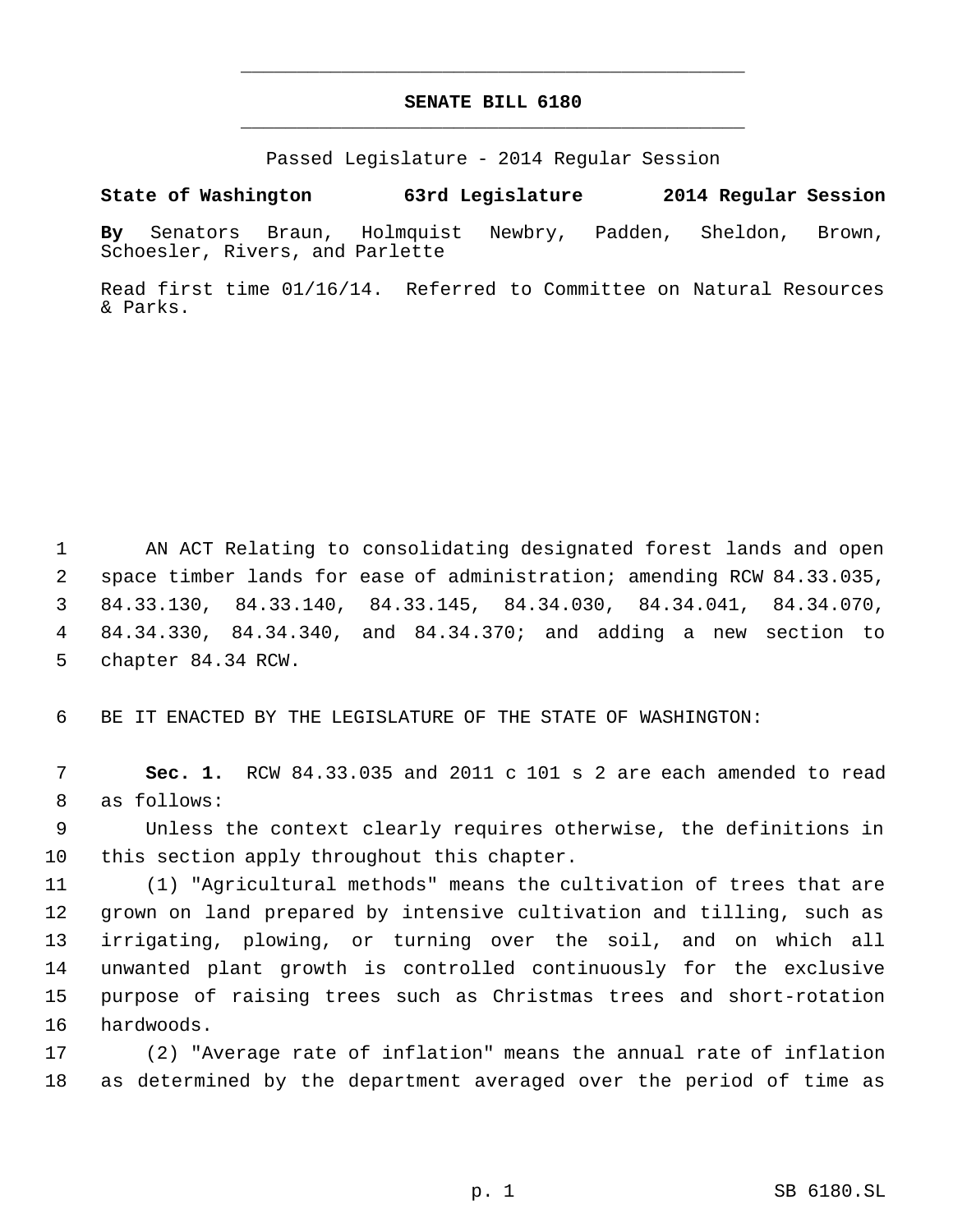# SENATE BILL 6180

Passed Legislature - 2014 Regular Session

**State of Washington 63rd Legislature 2014 Regular Session**

**By** Senators Braun, Holmquist Newbry, Padden, Sheldon, Brown, Schoesler, Rivers, and Parlette

Read first time 01/16/14. Referred to Committee on Natural Resources & Parks.

AN ACT Relating to consolidating designated forest lands and open space timber lands for ease of administration; amending RCW 84.33.035, 84.33.130, 84.33.140, 84.33.145, 84.34.030, 84.34.041, 84.34.070, 84.34.330, 84.34.340, and 84.34.370; and adding a new section to chapter 84.34 RCW.

BE IT ENACTED BY THE LEGISLATURE OF THE STATE OF WASHINGTON:

**Sec. 1.** RCW 84.33.035 and 2011 c 101 s 2 are each amended to read as follows:

Unless the context clearly requires otherwise, the definitions in this section apply throughout this chapter.

(1) "Agricultural methods" means the cultivation of trees that are grown on land prepared by intensive cultivation and tilling, such as irrigating, plowing, or turning over the soil, and on which all unwanted plant growth is controlled continuously for the exclusive purpose of raising trees such as Christmas trees and short-rotation hardwoods.

(2) "Average rate of inflation" means the annual rate of inflation as determined by the department averaged over the period of time as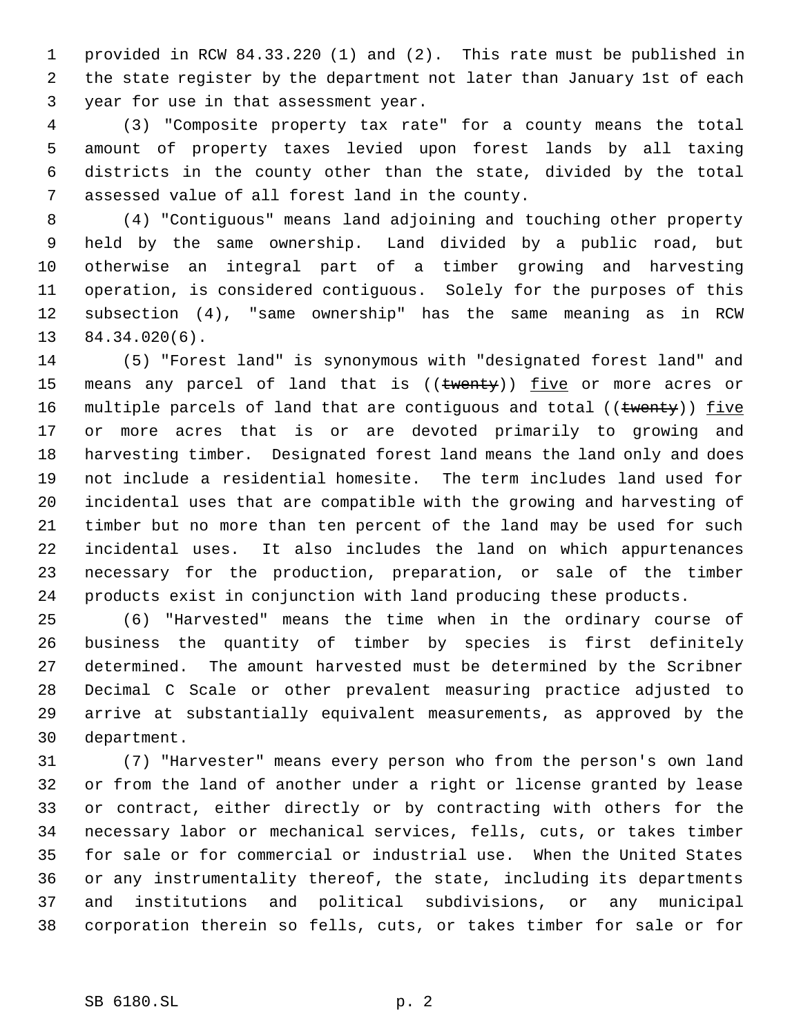provided in RCW 84.33.220 (1) and (2). This rate must be published in the state register by the department not later than January 1st of each year for use in that assessment year.

(3) "Composite property tax rate" for a county means the total amount of property taxes levied upon forest lands by all taxing districts in the county other than the state, divided by the total assessed value of all forest land in the county.

(4) "Contiguous" means land adjoining and touching other property held by the same ownership. Land divided by a public road, but otherwise an integral part of a timber growing and harvesting operation, is considered contiguous. Solely for the purposes of this subsection (4), "same ownership" has the same meaning as in RCW 84.34.020(6).

(5) "Forest land" is synonymous with "designated forest land" and means any parcel of land that is ((~~twenty~~)) five or more acres or multiple parcels of land that are contiguous and total ((~~twenty~~)) five or more acres that is or are devoted primarily to growing and harvesting timber. Designated forest land means the land only and does not include a residential homesite. The term includes land used for incidental uses that are compatible with the growing and harvesting of timber but no more than ten percent of the land may be used for such incidental uses. It also includes the land on which appurtenances necessary for the production, preparation, or sale of the timber products exist in conjunction with land producing these products.

(6) "Harvested" means the time when in the ordinary course of business the quantity of timber by species is first definitely determined. The amount harvested must be determined by the Scribner Decimal C Scale or other prevalent measuring practice adjusted to arrive at substantially equivalent measurements, as approved by the department.

(7) "Harvester" means every person who from the person's own land or from the land of another under a right or license granted by lease or contract, either directly or by contracting with others for the necessary labor or mechanical services, fells, cuts, or takes timber for sale or for commercial or industrial use. When the United States or any instrumentality thereof, the state, including its departments and institutions and political subdivisions, or any municipal corporation therein so fells, cuts, or takes timber for sale or for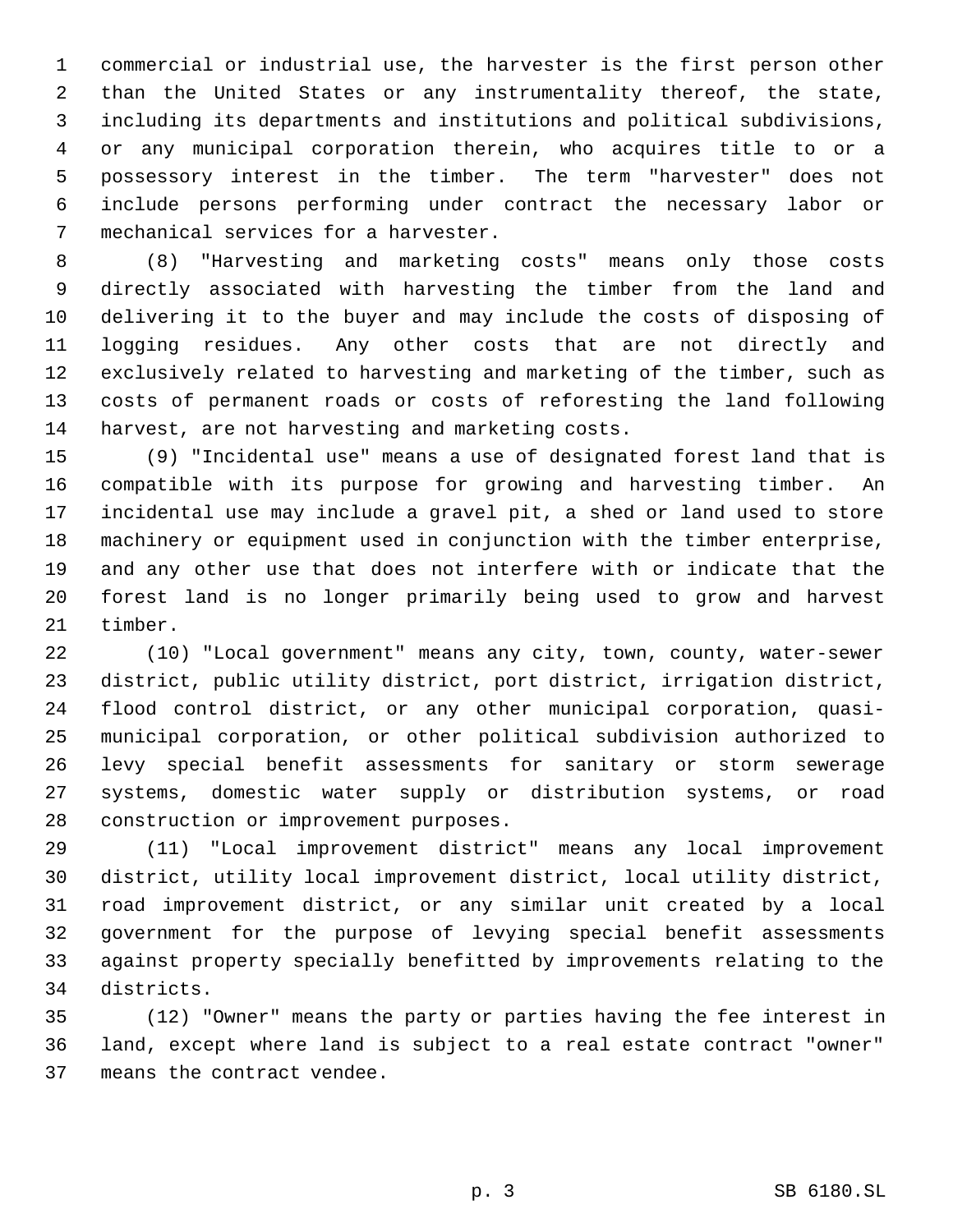commercial or industrial use, the harvester is the first person other than the United States or any instrumentality thereof, the state, including its departments and institutions and political subdivisions, or any municipal corporation therein, who acquires title to or a possessory interest in the timber. The term "harvester" does not include persons performing under contract the necessary labor or mechanical services for a harvester.

(8) "Harvesting and marketing costs" means only those costs directly associated with harvesting the timber from the land and delivering it to the buyer and may include the costs of disposing of logging residues. Any other costs that are not directly and exclusively related to harvesting and marketing of the timber, such as costs of permanent roads or costs of reforesting the land following harvest, are not harvesting and marketing costs.

(9) "Incidental use" means a use of designated forest land that is compatible with its purpose for growing and harvesting timber. An incidental use may include a gravel pit, a shed or land used to store machinery or equipment used in conjunction with the timber enterprise, and any other use that does not interfere with or indicate that the forest land is no longer primarily being used to grow and harvest timber.

(10) "Local government" means any city, town, county, water-sewer district, public utility district, port district, irrigation district, flood control district, or any other municipal corporation, quasi-municipal corporation, or other political subdivision authorized to levy special benefit assessments for sanitary or storm sewerage systems, domestic water supply or distribution systems, or road construction or improvement purposes.

(11) "Local improvement district" means any local improvement district, utility local improvement district, local utility district, road improvement district, or any similar unit created by a local government for the purpose of levying special benefit assessments against property specially benefitted by improvements relating to the districts.

(12) "Owner" means the party or parties having the fee interest in land, except where land is subject to a real estate contract "owner" means the contract vendee.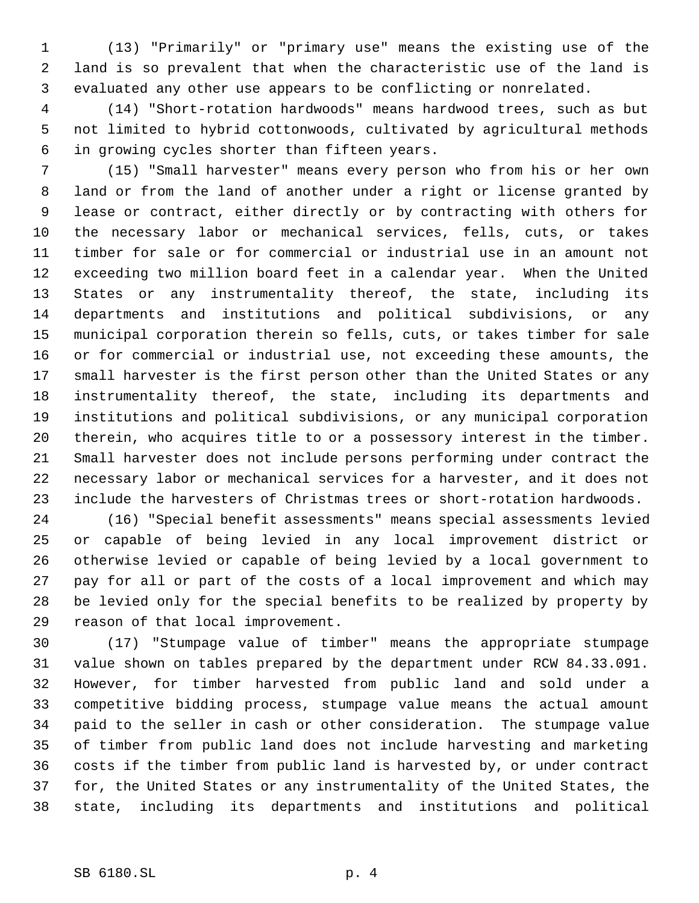(13) "Primarily" or "primary use" means the existing use of the land is so prevalent that when the characteristic use of the land is evaluated any other use appears to be conflicting or nonrelated.

(14) "Short-rotation hardwoods" means hardwood trees, such as but not limited to hybrid cottonwoods, cultivated by agricultural methods in growing cycles shorter than fifteen years.

(15) "Small harvester" means every person who from his or her own land or from the land of another under a right or license granted by lease or contract, either directly or by contracting with others for the necessary labor or mechanical services, fells, cuts, or takes timber for sale or for commercial or industrial use in an amount not exceeding two million board feet in a calendar year. When the United States or any instrumentality thereof, the state, including its departments and institutions and political subdivisions, or any municipal corporation therein so fells, cuts, or takes timber for sale or for commercial or industrial use, not exceeding these amounts, the small harvester is the first person other than the United States or any instrumentality thereof, the state, including its departments and institutions and political subdivisions, or any municipal corporation therein, who acquires title to or a possessory interest in the timber. Small harvester does not include persons performing under contract the necessary labor or mechanical services for a harvester, and it does not include the harvesters of Christmas trees or short-rotation hardwoods.

(16) "Special benefit assessments" means special assessments levied or capable of being levied in any local improvement district or otherwise levied or capable of being levied by a local government to pay for all or part of the costs of a local improvement and which may be levied only for the special benefits to be realized by property by reason of that local improvement.

(17) "Stumpage value of timber" means the appropriate stumpage value shown on tables prepared by the department under RCW 84.33.091. However, for timber harvested from public land and sold under a competitive bidding process, stumpage value means the actual amount paid to the seller in cash or other consideration. The stumpage value of timber from public land does not include harvesting and marketing costs if the timber from public land is harvested by, or under contract for, the United States or any instrumentality of the United States, the state, including its departments and institutions and political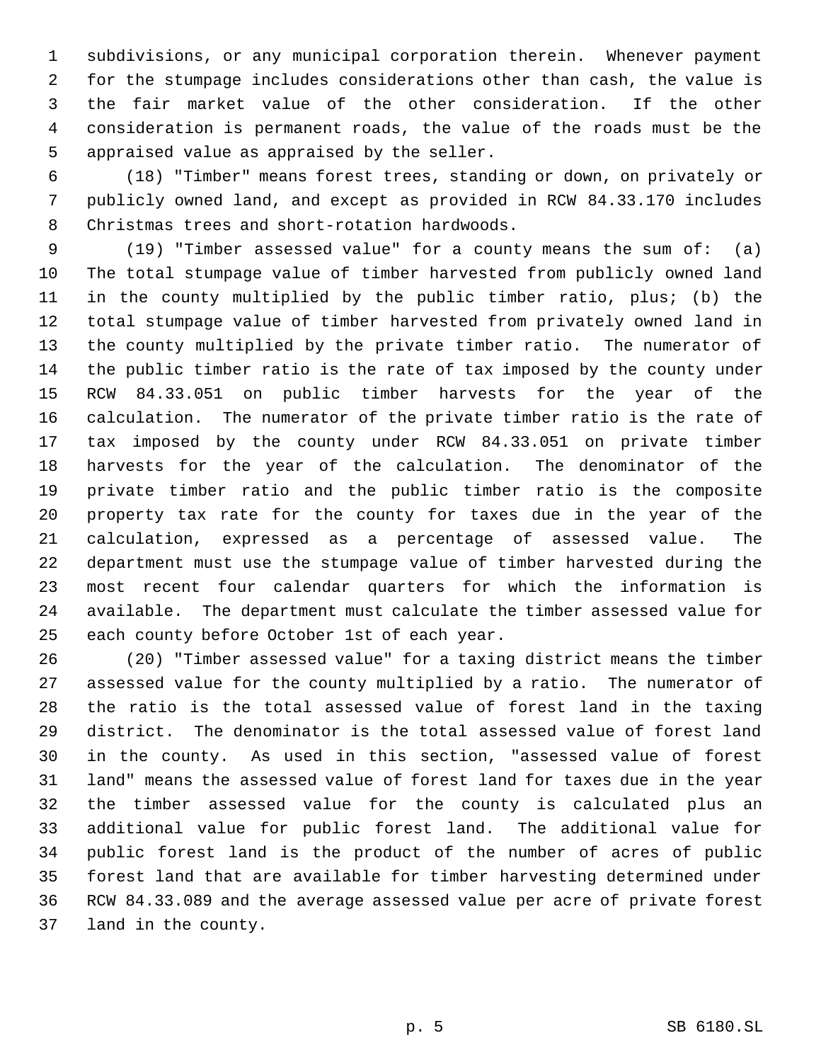subdivisions, or any municipal corporation therein. Whenever payment for the stumpage includes considerations other than cash, the value is the fair market value of the other consideration. If the other consideration is permanent roads, the value of the roads must be the appraised value as appraised by the seller.

(18) "Timber" means forest trees, standing or down, on privately or publicly owned land, and except as provided in RCW 84.33.170 includes Christmas trees and short-rotation hardwoods.

(19) "Timber assessed value" for a county means the sum of: (a) The total stumpage value of timber harvested from publicly owned land in the county multiplied by the public timber ratio, plus; (b) the total stumpage value of timber harvested from privately owned land in the county multiplied by the private timber ratio. The numerator of the public timber ratio is the rate of tax imposed by the county under RCW 84.33.051 on public timber harvests for the year of the calculation. The numerator of the private timber ratio is the rate of tax imposed by the county under RCW 84.33.051 on private timber harvests for the year of the calculation. The denominator of the private timber ratio and the public timber ratio is the composite property tax rate for the county for taxes due in the year of the calculation, expressed as a percentage of assessed value. The department must use the stumpage value of timber harvested during the most recent four calendar quarters for which the information is available. The department must calculate the timber assessed value for each county before October 1st of each year.

(20) "Timber assessed value" for a taxing district means the timber assessed value for the county multiplied by a ratio. The numerator of the ratio is the total assessed value of forest land in the taxing district. The denominator is the total assessed value of forest land in the county. As used in this section, "assessed value of forest land" means the assessed value of forest land for taxes due in the year the timber assessed value for the county is calculated plus an additional value for public forest land. The additional value for public forest land is the product of the number of acres of public forest land that are available for timber harvesting determined under RCW 84.33.089 and the average assessed value per acre of private forest land in the county.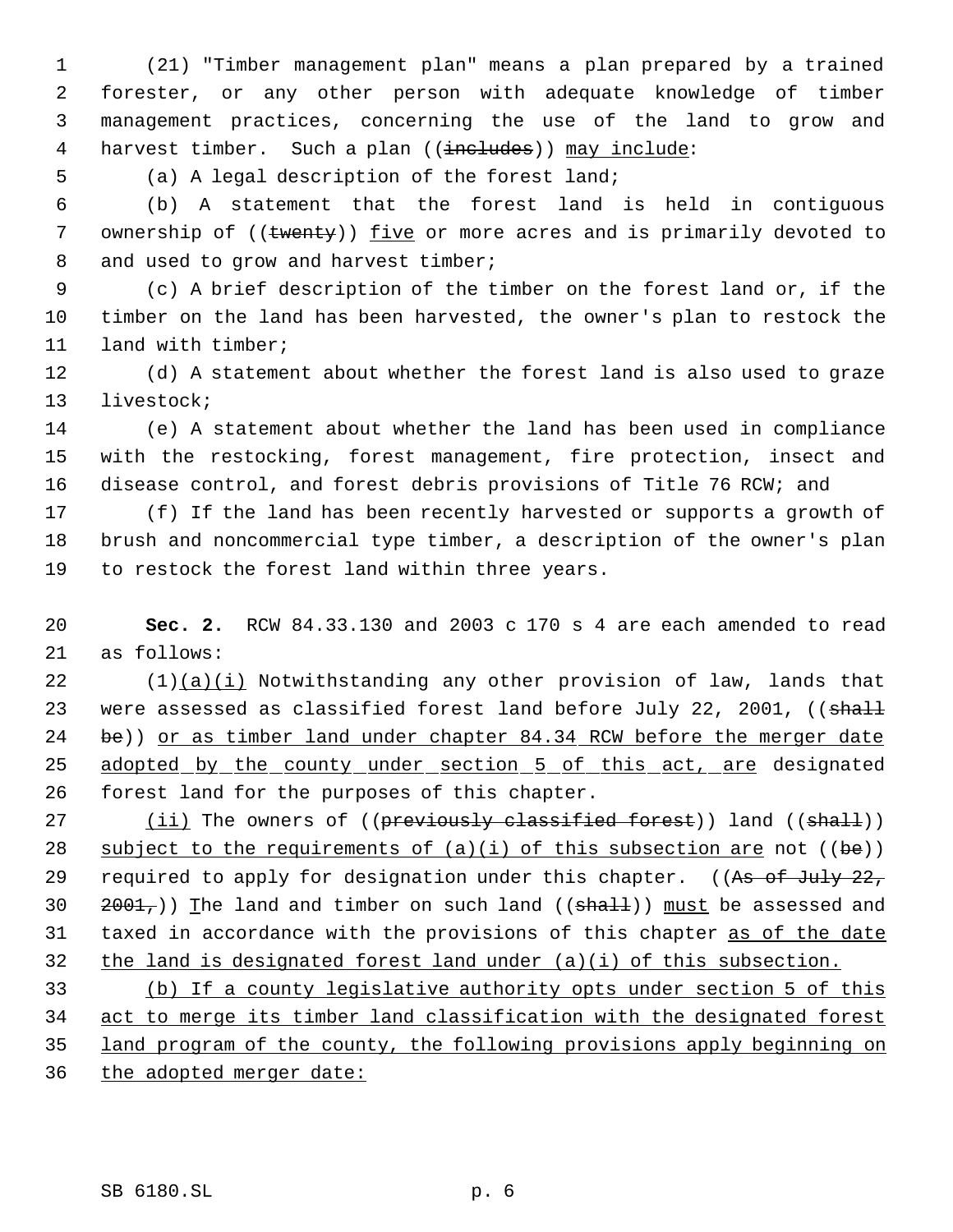(21) "Timber management plan" means a plan prepared by a trained forester, or any other person with adequate knowledge of timber management practices, concerning the use of the land to grow and harvest timber. Such a plan ((~~includes~~)) <u>may include</u>:

(a) A legal description of the forest land;

(b) A statement that the forest land is held in contiguous ownership of ((~~twenty~~)) <u>five</u> or more acres and is primarily devoted to and used to grow and harvest timber;

(c) A brief description of the timber on the forest land or, if the timber on the land has been harvested, the owner's plan to restock the land with timber;

(d) A statement about whether the forest land is also used to graze livestock;

(e) A statement about whether the land has been used in compliance with the restocking, forest management, fire protection, insect and disease control, and forest debris provisions of Title 76 RCW; and

(f) If the land has been recently harvested or supports a growth of brush and noncommercial type timber, a description of the owner's plan to restock the forest land within three years.

**Sec. 2.** RCW 84.33.130 and 2003 c 170 s 4 are each amended to read as follows:

(1)<u>(a)(i)</u> Notwithstanding any other provision of law, lands that were assessed as classified forest land before July 22, 2001, ((~~shall be~~)) <u>or as timber land under chapter 84.34 RCW before the merger date adopted by the county under section 5 of this act, are</u> designated forest land for the purposes of this chapter.

<u>(ii)</u> The owners of ((~~previously classified forest~~)) land ((~~shall~~)) <u>subject to the requirements of (a)(i) of this subsection are</u> not ((~~be~~)) required to apply for designation under this chapter. ((~~As of July 22, 2001,~~)) <u>T</u>he land and timber on such land ((~~shall~~)) <u>must</u> be assessed and taxed in accordance with the provisions of this chapter <u>as of the date the land is designated forest land under (a)(i) of this subsection.</u>

<u>(b) If a county legislative authority opts under section 5 of this act to merge its timber land classification with the designated forest land program of the county, the following provisions apply beginning on the adopted merger date:</u>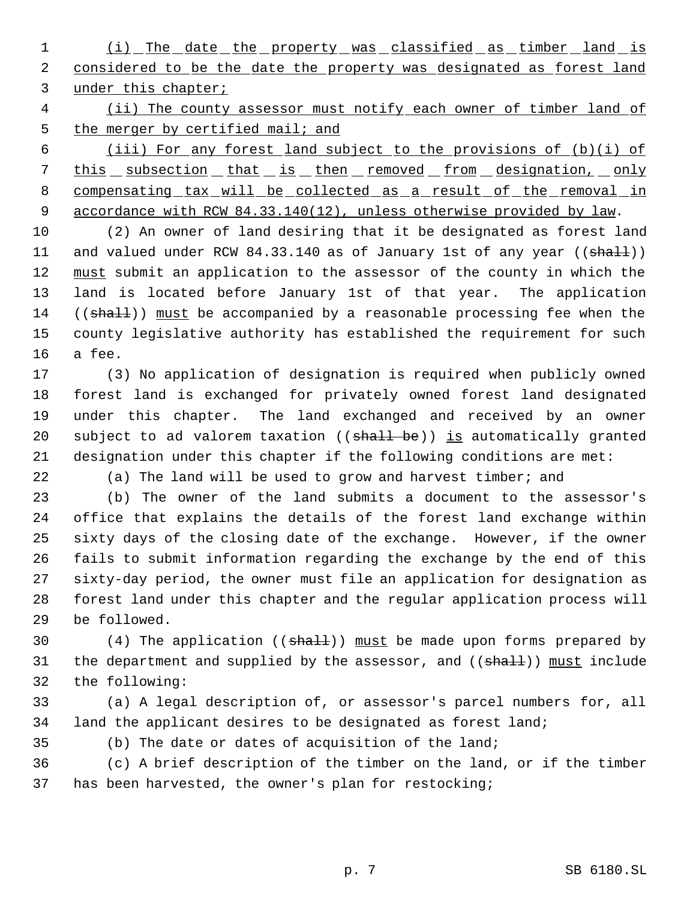(i) The date the property was classified as timber land is considered to be the date the property was designated as forest land under this chapter;

(ii) The county assessor must notify each owner of timber land of the merger by certified mail; and

(iii) For any forest land subject to the provisions of (b)(i) of this subsection that is then removed from designation, only compensating tax will be collected as a result of the removal in accordance with RCW 84.33.140(12), unless otherwise provided by law.

(2) An owner of land desiring that it be designated as forest land and valued under RCW 84.33.140 as of January 1st of any year ((~~shall~~)) must submit an application to the assessor of the county in which the land is located before January 1st of that year. The application ((~~shall~~)) must be accompanied by a reasonable processing fee when the county legislative authority has established the requirement for such a fee.

(3) No application of designation is required when publicly owned forest land is exchanged for privately owned forest land designated under this chapter. The land exchanged and received by an owner subject to ad valorem taxation ((~~shall be~~)) is automatically granted designation under this chapter if the following conditions are met:

(a) The land will be used to grow and harvest timber; and

(b) The owner of the land submits a document to the assessor's office that explains the details of the forest land exchange within sixty days of the closing date of the exchange. However, if the owner fails to submit information regarding the exchange by the end of this sixty-day period, the owner must file an application for designation as forest land under this chapter and the regular application process will be followed.

(4) The application ((~~shall~~)) must be made upon forms prepared by the department and supplied by the assessor, and ((~~shall~~)) must include the following:

(a) A legal description of, or assessor's parcel numbers for, all land the applicant desires to be designated as forest land;

(b) The date or dates of acquisition of the land;

(c) A brief description of the timber on the land, or if the timber has been harvested, the owner's plan for restocking;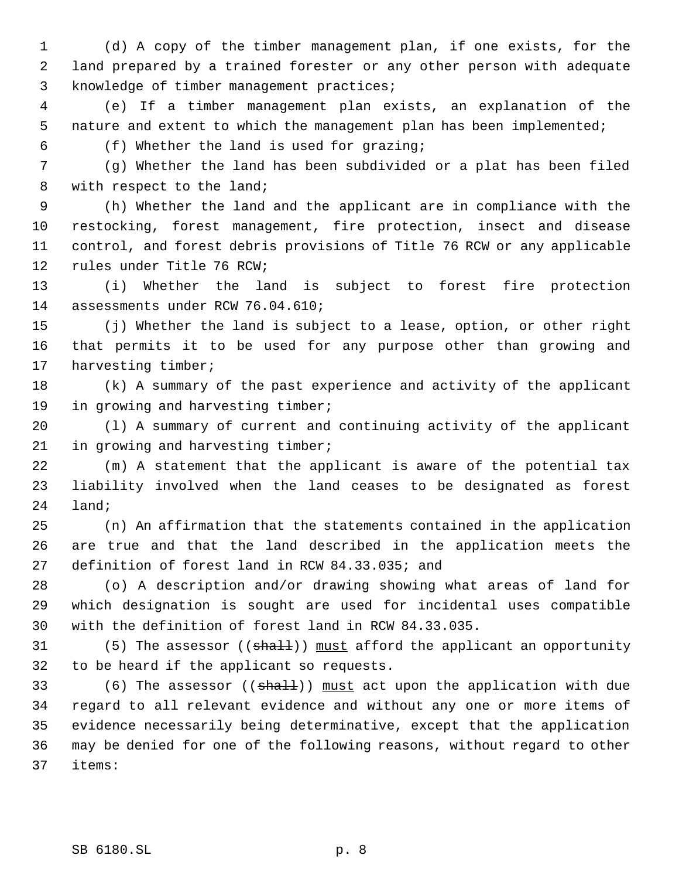(d) A copy of the timber management plan, if one exists, for the land prepared by a trained forester or any other person with adequate knowledge of timber management practices;

(e) If a timber management plan exists, an explanation of the nature and extent to which the management plan has been implemented;

(f) Whether the land is used for grazing;

(g) Whether the land has been subdivided or a plat has been filed with respect to the land;

(h) Whether the land and the applicant are in compliance with the restocking, forest management, fire protection, insect and disease control, and forest debris provisions of Title 76 RCW or any applicable rules under Title 76 RCW;

(i) Whether the land is subject to forest fire protection assessments under RCW 76.04.610;

(j) Whether the land is subject to a lease, option, or other right that permits it to be used for any purpose other than growing and harvesting timber;

(k) A summary of the past experience and activity of the applicant in growing and harvesting timber;

(l) A summary of current and continuing activity of the applicant in growing and harvesting timber;

(m) A statement that the applicant is aware of the potential tax liability involved when the land ceases to be designated as forest land;

(n) An affirmation that the statements contained in the application are true and that the land described in the application meets the definition of forest land in RCW 84.33.035; and

(o) A description and/or drawing showing what areas of land for which designation is sought are used for incidental uses compatible with the definition of forest land in RCW 84.33.035.

(5) The assessor ((~~shall~~)) <u>must</u> afford the applicant an opportunity to be heard if the applicant so requests.

(6) The assessor ((~~shall~~)) <u>must</u> act upon the application with due regard to all relevant evidence and without any one or more items of evidence necessarily being determinative, except that the application may be denied for one of the following reasons, without regard to other items: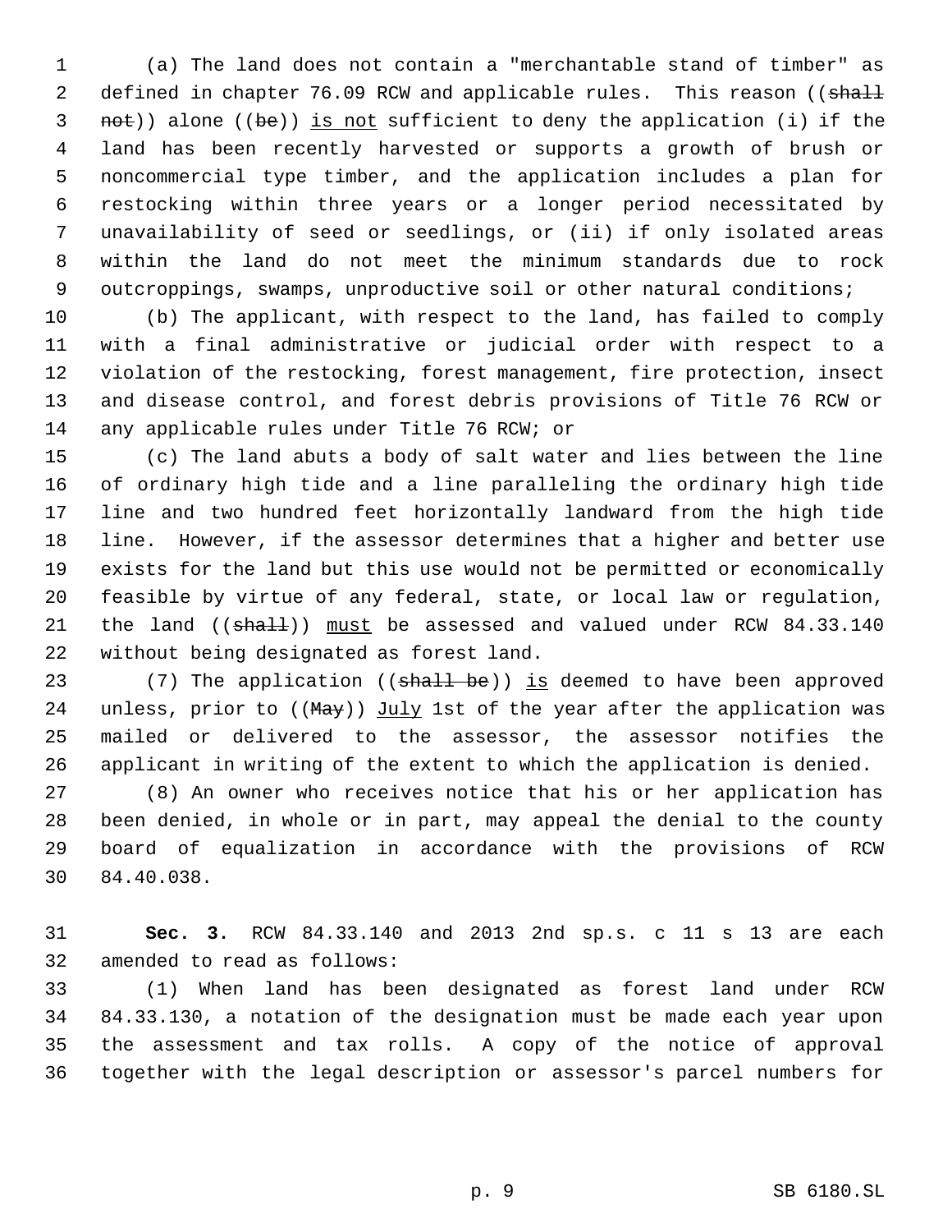(a) The land does not contain a "merchantable stand of timber" as defined in chapter 76.09 RCW and applicable rules. This reason ((~~shall not~~)) alone ((~~be~~)) <u>is not</u> sufficient to deny the application (i) if the land has been recently harvested or supports a growth of brush or noncommercial type timber, and the application includes a plan for restocking within three years or a longer period necessitated by unavailability of seed or seedlings, or (ii) if only isolated areas within the land do not meet the minimum standards due to rock outcroppings, swamps, unproductive soil or other natural conditions;

(b) The applicant, with respect to the land, has failed to comply with a final administrative or judicial order with respect to a violation of the restocking, forest management, fire protection, insect and disease control, and forest debris provisions of Title 76 RCW or any applicable rules under Title 76 RCW; or

(c) The land abuts a body of salt water and lies between the line of ordinary high tide and a line paralleling the ordinary high tide line and two hundred feet horizontally landward from the high tide line. However, if the assessor determines that a higher and better use exists for the land but this use would not be permitted or economically feasible by virtue of any federal, state, or local law or regulation, the land ((~~shall~~)) <u>must</u> be assessed and valued under RCW 84.33.140 without being designated as forest land.

(7) The application ((~~shall be~~)) <u>is</u> deemed to have been approved unless, prior to ((~~May~~)) <u>July</u> 1st of the year after the application was mailed or delivered to the assessor, the assessor notifies the applicant in writing of the extent to which the application is denied.

(8) An owner who receives notice that his or her application has been denied, in whole or in part, may appeal the denial to the county board of equalization in accordance with the provisions of RCW 84.40.038.

**Sec. 3.** RCW 84.33.140 and 2013 2nd sp.s. c 11 s 13 are each amended to read as follows:

(1) When land has been designated as forest land under RCW 84.33.130, a notation of the designation must be made each year upon the assessment and tax rolls. A copy of the notice of approval together with the legal description or assessor's parcel numbers for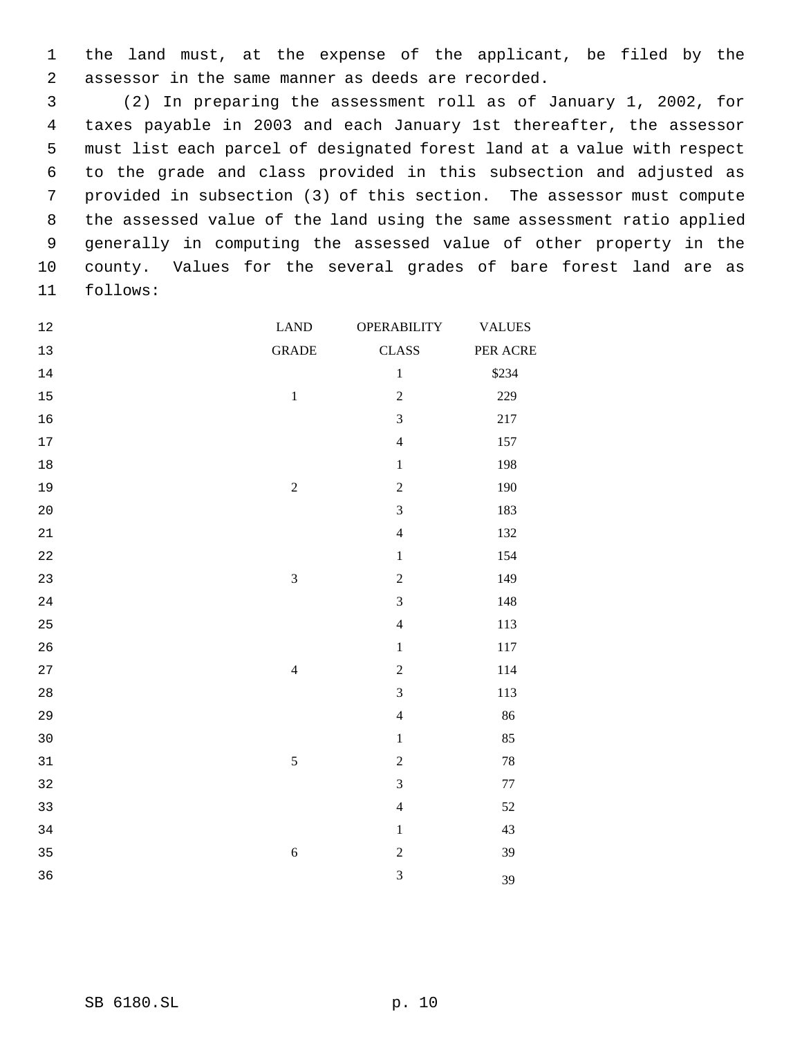the land must, at the expense of the applicant, be filed by the assessor in the same manner as deeds are recorded.

(2) In preparing the assessment roll as of January 1, 2002, for taxes payable in 2003 and each January 1st thereafter, the assessor must list each parcel of designated forest land at a value with respect to the grade and class provided in this subsection and adjusted as provided in subsection (3) of this section. The assessor must compute the assessed value of the land using the same assessment ratio applied generally in computing the assessed value of other property in the county. Values for the several grades of bare forest land are as follows:

| LAND GRADE | OPERABILITY CLASS | VALUES PER ACRE |
|---|---|---|
| | 1 | $234 |
| 1 | 2 | 229 |
| | 3 | 217 |
| | 4 | 157 |
| | 1 | 198 |
| 2 | 2 | 190 |
| | 3 | 183 |
| | 4 | 132 |
| | 1 | 154 |
| 3 | 2 | 149 |
| | 3 | 148 |
| | 4 | 113 |
| | 1 | 117 |
| 4 | 2 | 114 |
| | 3 | 113 |
| | 4 | 86 |
| | 1 | 85 |
| 5 | 2 | 78 |
| | 3 | 77 |
| | 4 | 52 |
| | 1 | 43 |
| 6 | 2 | 39 |
| | 3 | 39 |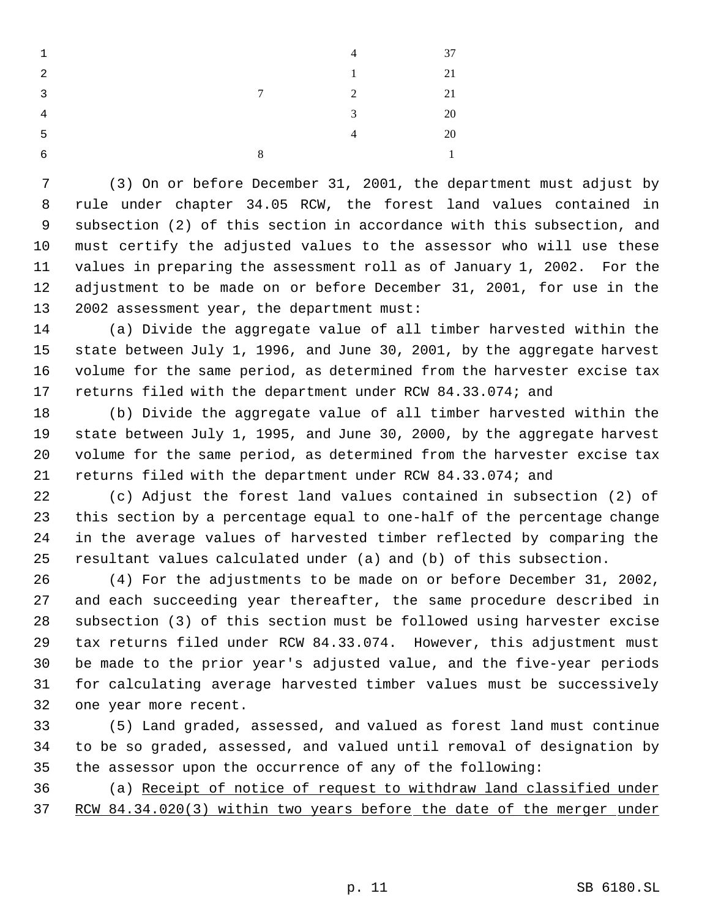| | | |
|---|---|---|
| | 4 | 37 |
| | 1 | 21 |
| 7 | 2 | 21 |
| | 3 | 20 |
| | 4 | 20 |
| 8 | | 1 |

(3) On or before December 31, 2001, the department must adjust by rule under chapter 34.05 RCW, the forest land values contained in subsection (2) of this section in accordance with this subsection, and must certify the adjusted values to the assessor who will use these values in preparing the assessment roll as of January 1, 2002. For the adjustment to be made on or before December 31, 2001, for use in the 2002 assessment year, the department must:

(a) Divide the aggregate value of all timber harvested within the state between July 1, 1996, and June 30, 2001, by the aggregate harvest volume for the same period, as determined from the harvester excise tax returns filed with the department under RCW 84.33.074; and

(b) Divide the aggregate value of all timber harvested within the state between July 1, 1995, and June 30, 2000, by the aggregate harvest volume for the same period, as determined from the harvester excise tax returns filed with the department under RCW 84.33.074; and

(c) Adjust the forest land values contained in subsection (2) of this section by a percentage equal to one-half of the percentage change in the average values of harvested timber reflected by comparing the resultant values calculated under (a) and (b) of this subsection.

(4) For the adjustments to be made on or before December 31, 2002, and each succeeding year thereafter, the same procedure described in subsection (3) of this section must be followed using harvester excise tax returns filed under RCW 84.33.074. However, this adjustment must be made to the prior year's adjusted value, and the five-year periods for calculating average harvested timber values must be successively one year more recent.

(5) Land graded, assessed, and valued as forest land must continue to be so graded, assessed, and valued until removal of designation by the assessor upon the occurrence of any of the following:

(a) Receipt of notice of request to withdraw land classified under RCW 84.34.020(3) within two years before the date of the merger under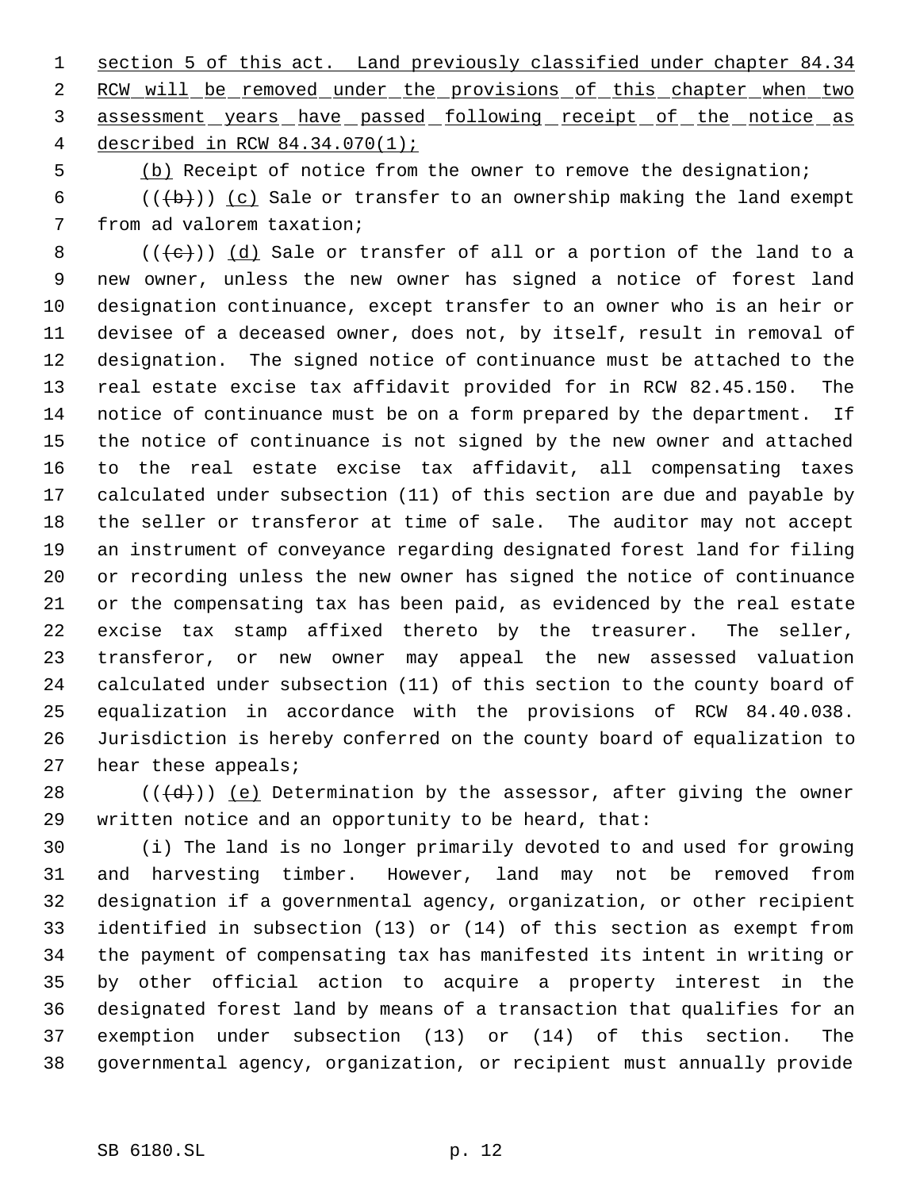section 5 of this act. Land previously classified under chapter 84.34 RCW will be removed under the provisions of this chapter when two assessment years have passed following receipt of the notice as described in RCW 84.34.070(1);

(b) Receipt of notice from the owner to remove the designation;

(((b))) (c) Sale or transfer to an ownership making the land exempt from ad valorem taxation;

(((c))) (d) Sale or transfer of all or a portion of the land to a new owner, unless the new owner has signed a notice of forest land designation continuance, except transfer to an owner who is an heir or devisee of a deceased owner, does not, by itself, result in removal of designation. The signed notice of continuance must be attached to the real estate excise tax affidavit provided for in RCW 82.45.150. The notice of continuance must be on a form prepared by the department. If the notice of continuance is not signed by the new owner and attached to the real estate excise tax affidavit, all compensating taxes calculated under subsection (11) of this section are due and payable by the seller or transferor at time of sale. The auditor may not accept an instrument of conveyance regarding designated forest land for filing or recording unless the new owner has signed the notice of continuance or the compensating tax has been paid, as evidenced by the real estate excise tax stamp affixed thereto by the treasurer. The seller, transferor, or new owner may appeal the new assessed valuation calculated under subsection (11) of this section to the county board of equalization in accordance with the provisions of RCW 84.40.038. Jurisdiction is hereby conferred on the county board of equalization to hear these appeals;

(((d))) (e) Determination by the assessor, after giving the owner written notice and an opportunity to be heard, that:

(i) The land is no longer primarily devoted to and used for growing and harvesting timber. However, land may not be removed from designation if a governmental agency, organization, or other recipient identified in subsection (13) or (14) of this section as exempt from the payment of compensating tax has manifested its intent in writing or by other official action to acquire a property interest in the designated forest land by means of a transaction that qualifies for an exemption under subsection (13) or (14) of this section. The governmental agency, organization, or recipient must annually provide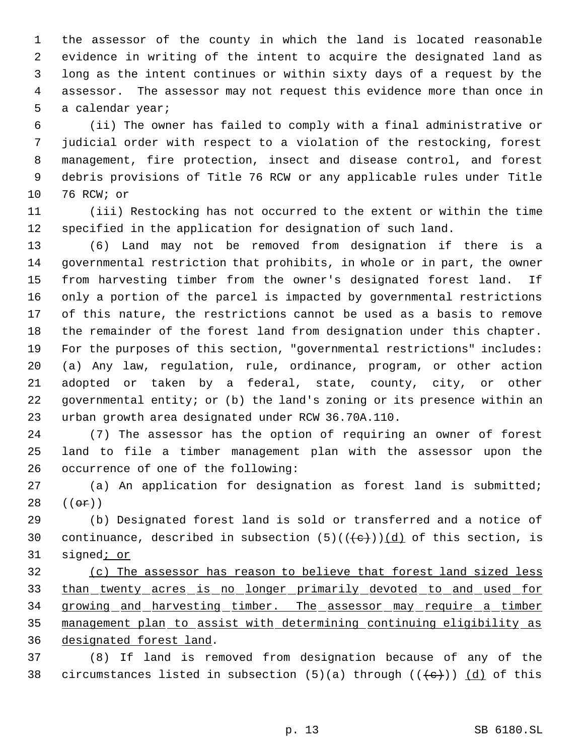the assessor of the county in which the land is located reasonable evidence in writing of the intent to acquire the designated land as long as the intent continues or within sixty days of a request by the assessor. The assessor may not request this evidence more than once in a calendar year;

(ii) The owner has failed to comply with a final administrative or judicial order with respect to a violation of the restocking, forest management, fire protection, insect and disease control, and forest debris provisions of Title 76 RCW or any applicable rules under Title 76 RCW; or

(iii) Restocking has not occurred to the extent or within the time specified in the application for designation of such land.

(6) Land may not be removed from designation if there is a governmental restriction that prohibits, in whole or in part, the owner from harvesting timber from the owner's designated forest land. If only a portion of the parcel is impacted by governmental restrictions of this nature, the restrictions cannot be used as a basis to remove the remainder of the forest land from designation under this chapter. For the purposes of this section, "governmental restrictions" includes: (a) Any law, regulation, rule, ordinance, program, or other action adopted or taken by a federal, state, county, city, or other governmental entity; or (b) the land's zoning or its presence within an urban growth area designated under RCW 36.70A.110.

(7) The assessor has the option of requiring an owner of forest land to file a timber management plan with the assessor upon the occurrence of one of the following:

(a) An application for designation as forest land is submitted; ((~~or~~))

(b) Designated forest land is sold or transferred and a notice of continuance, described in subsection (5)((~~(c)~~))<u>(d)</u> of this section, is signed<u>; or</u>

<u>(c) The assessor has reason to believe that forest land sized less than twenty acres is no longer primarily devoted to and used for growing and harvesting timber. The assessor may require a timber management plan to assist with determining continuing eligibility as designated forest land</u>.

(8) If land is removed from designation because of any of the circumstances listed in subsection (5)(a) through ((~~(c)~~)) <u>(d)</u> of this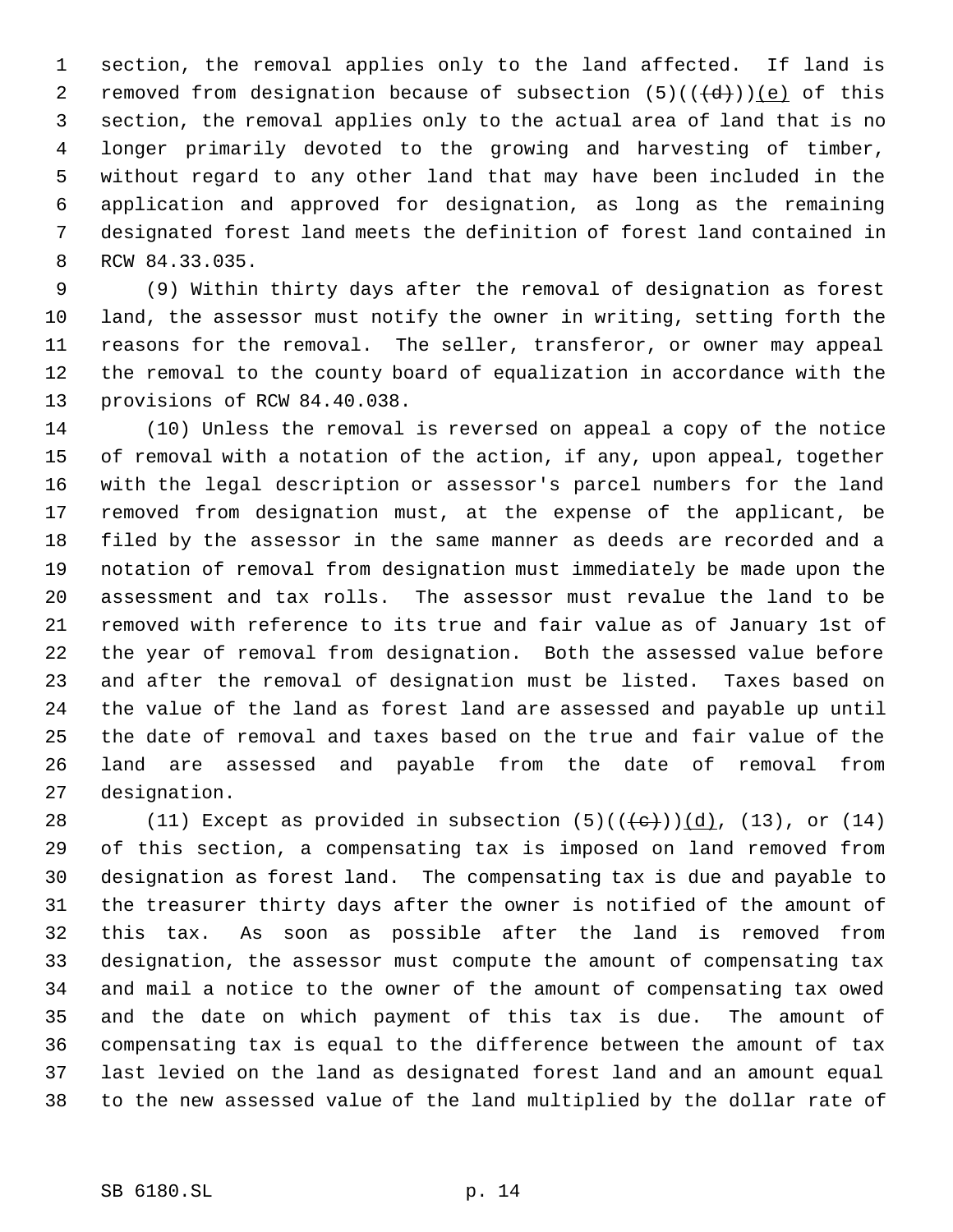section, the removal applies only to the land affected. If land is removed from designation because of subsection (5)((~~(d)~~))(e) of this section, the removal applies only to the actual area of land that is no longer primarily devoted to the growing and harvesting of timber, without regard to any other land that may have been included in the application and approved for designation, as long as the remaining designated forest land meets the definition of forest land contained in RCW 84.33.035.

(9) Within thirty days after the removal of designation as forest land, the assessor must notify the owner in writing, setting forth the reasons for the removal. The seller, transferor, or owner may appeal the removal to the county board of equalization in accordance with the provisions of RCW 84.40.038.

(10) Unless the removal is reversed on appeal a copy of the notice of removal with a notation of the action, if any, upon appeal, together with the legal description or assessor's parcel numbers for the land removed from designation must, at the expense of the applicant, be filed by the assessor in the same manner as deeds are recorded and a notation of removal from designation must immediately be made upon the assessment and tax rolls. The assessor must revalue the land to be removed with reference to its true and fair value as of January 1st of the year of removal from designation. Both the assessed value before and after the removal of designation must be listed. Taxes based on the value of the land as forest land are assessed and payable up until the date of removal and taxes based on the true and fair value of the land are assessed and payable from the date of removal from designation.

(11) Except as provided in subsection (5)((~~(c)~~))(d), (13), or (14) of this section, a compensating tax is imposed on land removed from designation as forest land. The compensating tax is due and payable to the treasurer thirty days after the owner is notified of the amount of this tax. As soon as possible after the land is removed from designation, the assessor must compute the amount of compensating tax and mail a notice to the owner of the amount of compensating tax owed and the date on which payment of this tax is due. The amount of compensating tax is equal to the difference between the amount of tax last levied on the land as designated forest land and an amount equal to the new assessed value of the land multiplied by the dollar rate of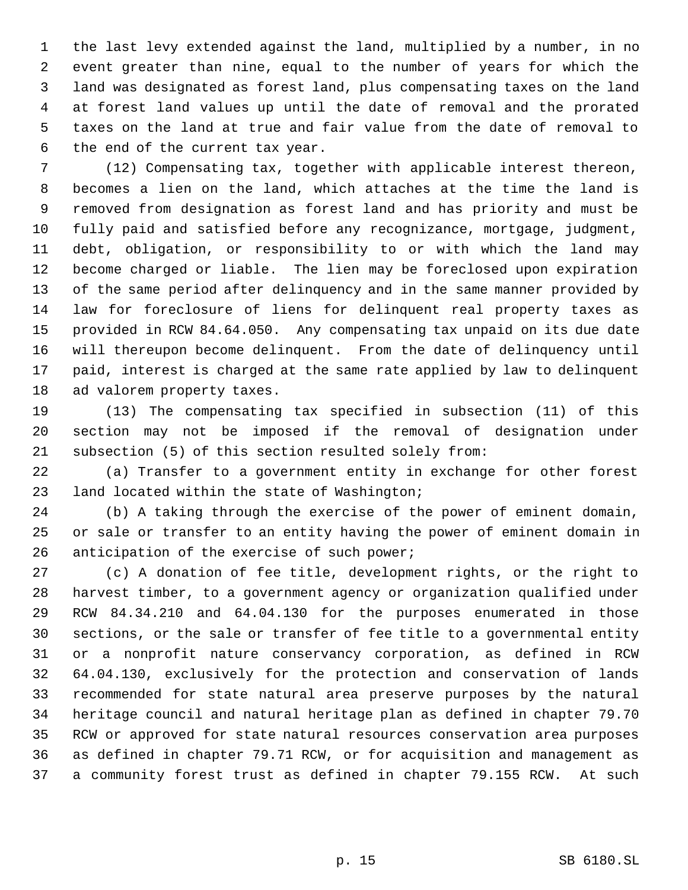the last levy extended against the land, multiplied by a number, in no event greater than nine, equal to the number of years for which the land was designated as forest land, plus compensating taxes on the land at forest land values up until the date of removal and the prorated taxes on the land at true and fair value from the date of removal to the end of the current tax year.

(12) Compensating tax, together with applicable interest thereon, becomes a lien on the land, which attaches at the time the land is removed from designation as forest land and has priority and must be fully paid and satisfied before any recognizance, mortgage, judgment, debt, obligation, or responsibility to or with which the land may become charged or liable. The lien may be foreclosed upon expiration of the same period after delinquency and in the same manner provided by law for foreclosure of liens for delinquent real property taxes as provided in RCW 84.64.050. Any compensating tax unpaid on its due date will thereupon become delinquent. From the date of delinquency until paid, interest is charged at the same rate applied by law to delinquent ad valorem property taxes.

(13) The compensating tax specified in subsection (11) of this section may not be imposed if the removal of designation under subsection (5) of this section resulted solely from:

(a) Transfer to a government entity in exchange for other forest land located within the state of Washington;

(b) A taking through the exercise of the power of eminent domain, or sale or transfer to an entity having the power of eminent domain in anticipation of the exercise of such power;

(c) A donation of fee title, development rights, or the right to harvest timber, to a government agency or organization qualified under RCW 84.34.210 and 64.04.130 for the purposes enumerated in those sections, or the sale or transfer of fee title to a governmental entity or a nonprofit nature conservancy corporation, as defined in RCW 64.04.130, exclusively for the protection and conservation of lands recommended for state natural area preserve purposes by the natural heritage council and natural heritage plan as defined in chapter 79.70 RCW or approved for state natural resources conservation area purposes as defined in chapter 79.71 RCW, or for acquisition and management as a community forest trust as defined in chapter 79.155 RCW. At such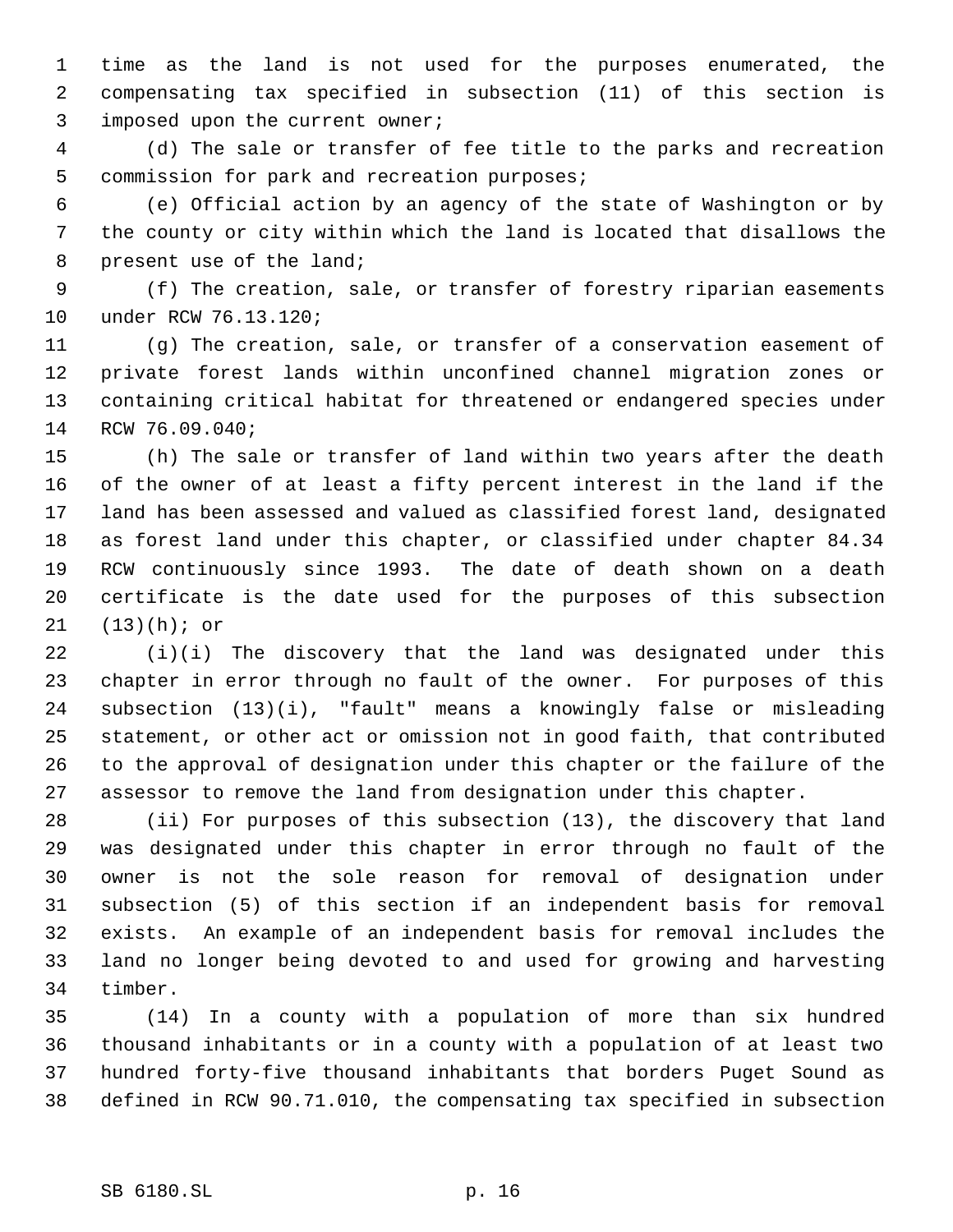time as the land is not used for the purposes enumerated, the compensating tax specified in subsection (11) of this section is imposed upon the current owner;

(d) The sale or transfer of fee title to the parks and recreation commission for park and recreation purposes;

(e) Official action by an agency of the state of Washington or by the county or city within which the land is located that disallows the present use of the land;

(f) The creation, sale, or transfer of forestry riparian easements under RCW 76.13.120;

(g) The creation, sale, or transfer of a conservation easement of private forest lands within unconfined channel migration zones or containing critical habitat for threatened or endangered species under RCW 76.09.040;

(h) The sale or transfer of land within two years after the death of the owner of at least a fifty percent interest in the land if the land has been assessed and valued as classified forest land, designated as forest land under this chapter, or classified under chapter 84.34 RCW continuously since 1993. The date of death shown on a death certificate is the date used for the purposes of this subsection (13)(h); or

(i)(i) The discovery that the land was designated under this chapter in error through no fault of the owner. For purposes of this subsection (13)(i), "fault" means a knowingly false or misleading statement, or other act or omission not in good faith, that contributed to the approval of designation under this chapter or the failure of the assessor to remove the land from designation under this chapter.

(ii) For purposes of this subsection (13), the discovery that land was designated under this chapter in error through no fault of the owner is not the sole reason for removal of designation under subsection (5) of this section if an independent basis for removal exists. An example of an independent basis for removal includes the land no longer being devoted to and used for growing and harvesting timber.

(14) In a county with a population of more than six hundred thousand inhabitants or in a county with a population of at least two hundred forty-five thousand inhabitants that borders Puget Sound as defined in RCW 90.71.010, the compensating tax specified in subsection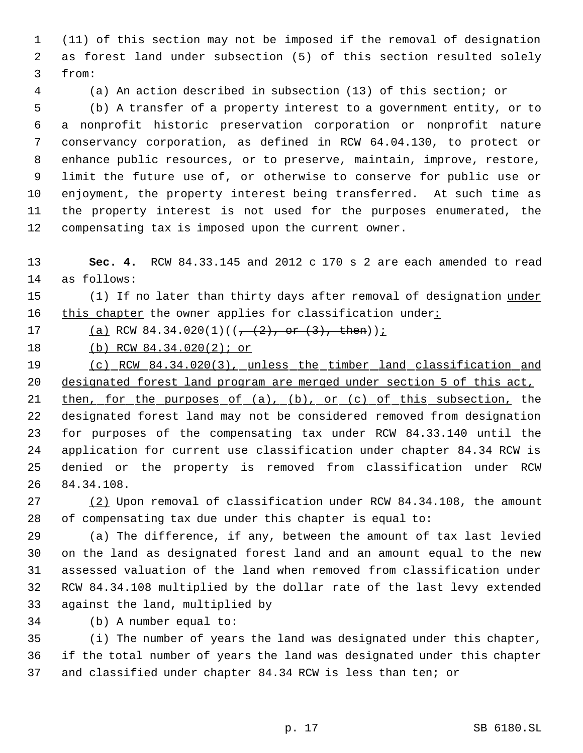(11) of this section may not be imposed if the removal of designation as forest land under subsection (5) of this section resulted solely from:

(a) An action described in subsection (13) of this section; or

(b) A transfer of a property interest to a government entity, or to a nonprofit historic preservation corporation or nonprofit nature conservancy corporation, as defined in RCW 64.04.130, to protect or enhance public resources, or to preserve, maintain, improve, restore, limit the future use of, or otherwise to conserve for public use or enjoyment, the property interest being transferred. At such time as the property interest is not used for the purposes enumerated, the compensating tax is imposed upon the current owner.

**Sec. 4.** RCW 84.33.145 and 2012 c 170 s 2 are each amended to read as follows:

(1) If no later than thirty days after removal of designation under this chapter the owner applies for classification under:

(a) RCW 84.34.020(1)((, (2), or (3), then));

(b) RCW 84.34.020(2); or

(c) RCW 84.34.020(3), unless the timber land classification and designated forest land program are merged under section 5 of this act, then, for the purposes of (a), (b), or (c) of this subsection, the designated forest land may not be considered removed from designation for purposes of the compensating tax under RCW 84.33.140 until the application for current use classification under chapter 84.34 RCW is denied or the property is removed from classification under RCW 84.34.108.

(2) Upon removal of classification under RCW 84.34.108, the amount of compensating tax due under this chapter is equal to:

(a) The difference, if any, between the amount of tax last levied on the land as designated forest land and an amount equal to the new assessed valuation of the land when removed from classification under RCW 84.34.108 multiplied by the dollar rate of the last levy extended against the land, multiplied by

(b) A number equal to:

(i) The number of years the land was designated under this chapter, if the total number of years the land was designated under this chapter and classified under chapter 84.34 RCW is less than ten; or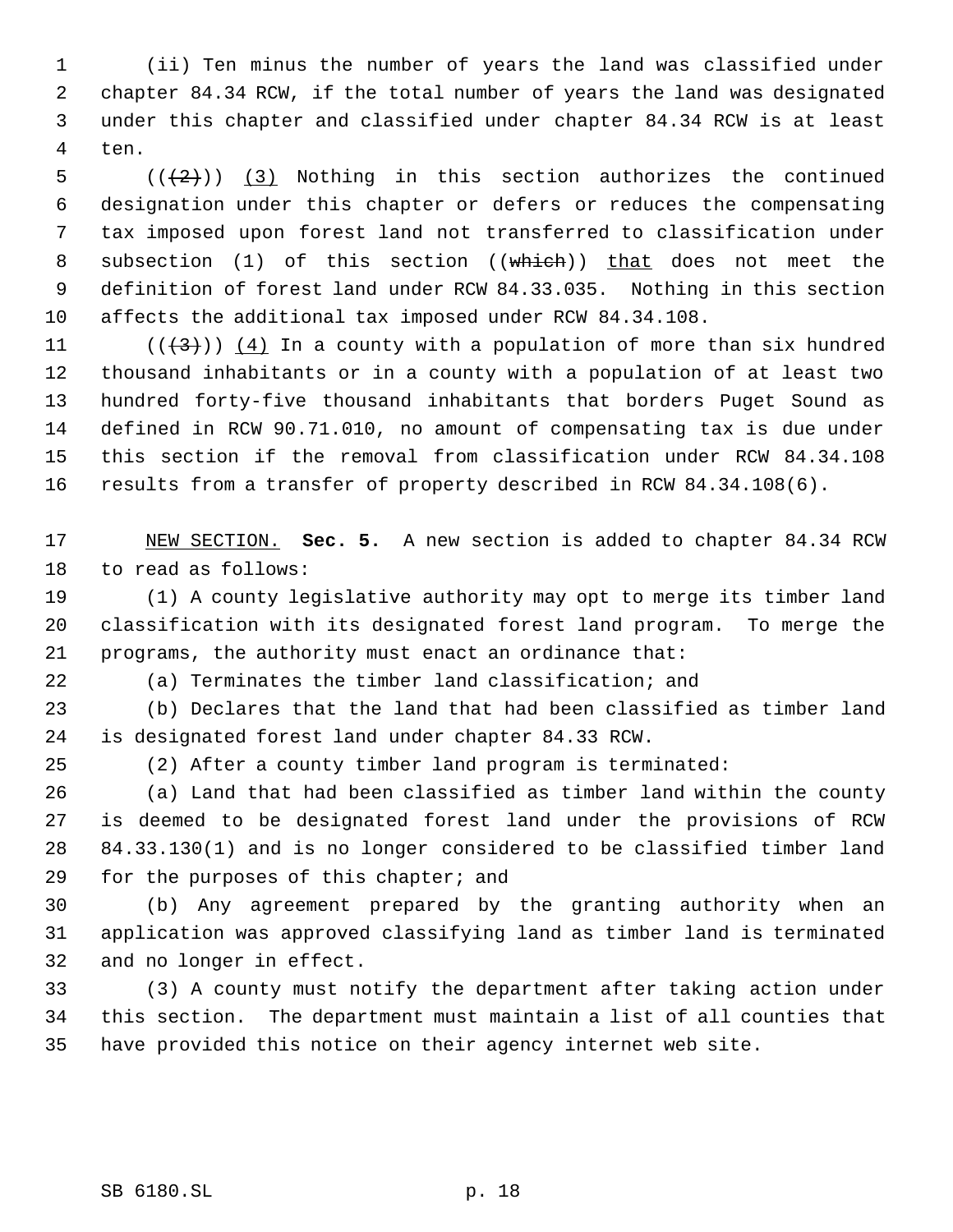(ii) Ten minus the number of years the land was classified under chapter 84.34 RCW, if the total number of years the land was designated under this chapter and classified under chapter 84.34 RCW is at least ten.

(((2))) (3) Nothing in this section authorizes the continued designation under this chapter or defers or reduces the compensating tax imposed upon forest land not transferred to classification under subsection (1) of this section ((which)) that does not meet the definition of forest land under RCW 84.33.035. Nothing in this section affects the additional tax imposed under RCW 84.34.108.

(((3))) (4) In a county with a population of more than six hundred thousand inhabitants or in a county with a population of at least two hundred forty-five thousand inhabitants that borders Puget Sound as defined in RCW 90.71.010, no amount of compensating tax is due under this section if the removal from classification under RCW 84.34.108 results from a transfer of property described in RCW 84.34.108(6).

NEW SECTION. **Sec. 5.** A new section is added to chapter 84.34 RCW to read as follows:

(1) A county legislative authority may opt to merge its timber land classification with its designated forest land program. To merge the programs, the authority must enact an ordinance that:

(a) Terminates the timber land classification; and

(b) Declares that the land that had been classified as timber land is designated forest land under chapter 84.33 RCW.

(2) After a county timber land program is terminated:

(a) Land that had been classified as timber land within the county is deemed to be designated forest land under the provisions of RCW 84.33.130(1) and is no longer considered to be classified timber land for the purposes of this chapter; and

(b) Any agreement prepared by the granting authority when an application was approved classifying land as timber land is terminated and no longer in effect.

(3) A county must notify the department after taking action under this section. The department must maintain a list of all counties that have provided this notice on their agency internet web site.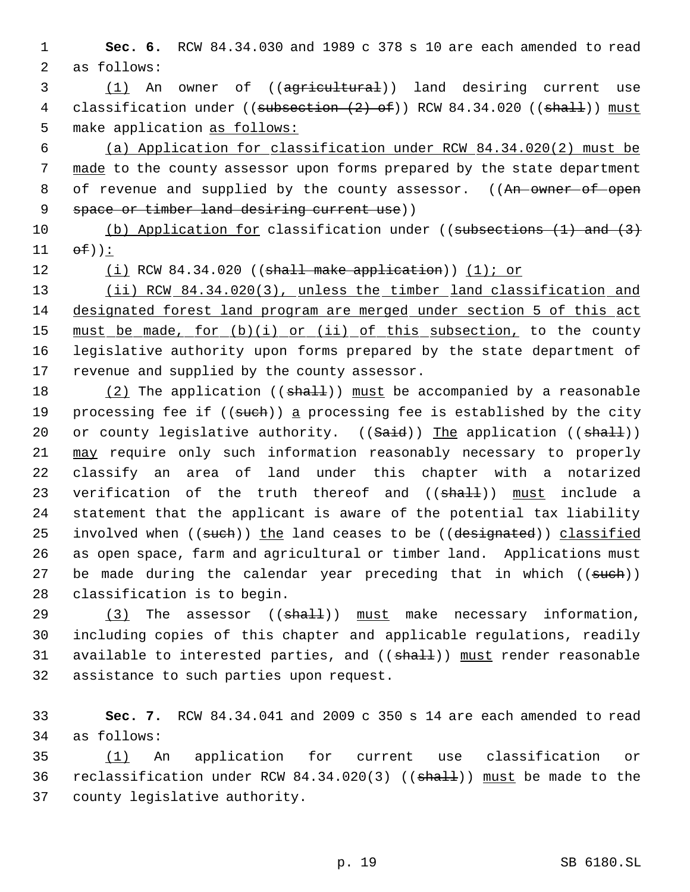**Sec. 6.** RCW 84.34.030 and 1989 c 378 s 10 are each amended to read as follows:

(1) An owner of ((~~agricultural~~)) land desiring current use classification under ((~~subsection (2) of~~)) RCW 84.34.020 ((~~shall~~)) must make application as follows:

(a) Application for classification under RCW 84.34.020(2) must be made to the county assessor upon forms prepared by the state department of revenue and supplied by the county assessor. ((~~An owner of open space or timber land desiring current use~~))

(b) Application for classification under ((~~subsections (1) and (3) of~~)):

(i) RCW 84.34.020 ((~~shall make application~~)) (1); or

(ii) RCW 84.34.020(3), unless the timber land classification and designated forest land program are merged under section 5 of this act must be made, for (b)(i) or (ii) of this subsection, to the county legislative authority upon forms prepared by the state department of revenue and supplied by the county assessor.

(2) The application ((~~shall~~)) must be accompanied by a reasonable processing fee if ((~~such~~)) a processing fee is established by the city or county legislative authority. ((~~Said~~)) The application ((~~shall~~)) may require only such information reasonably necessary to properly classify an area of land under this chapter with a notarized verification of the truth thereof and ((~~shall~~)) must include a statement that the applicant is aware of the potential tax liability involved when ((~~such~~)) the land ceases to be ((~~designated~~)) classified as open space, farm and agricultural or timber land. Applications must be made during the calendar year preceding that in which ((~~such~~)) classification is to begin.

(3) The assessor ((~~shall~~)) must make necessary information, including copies of this chapter and applicable regulations, readily available to interested parties, and ((~~shall~~)) must render reasonable assistance to such parties upon request.

**Sec. 7.** RCW 84.34.041 and 2009 c 350 s 14 are each amended to read as follows:

(1) An application for current use classification or reclassification under RCW 84.34.020(3) ((~~shall~~)) must be made to the county legislative authority.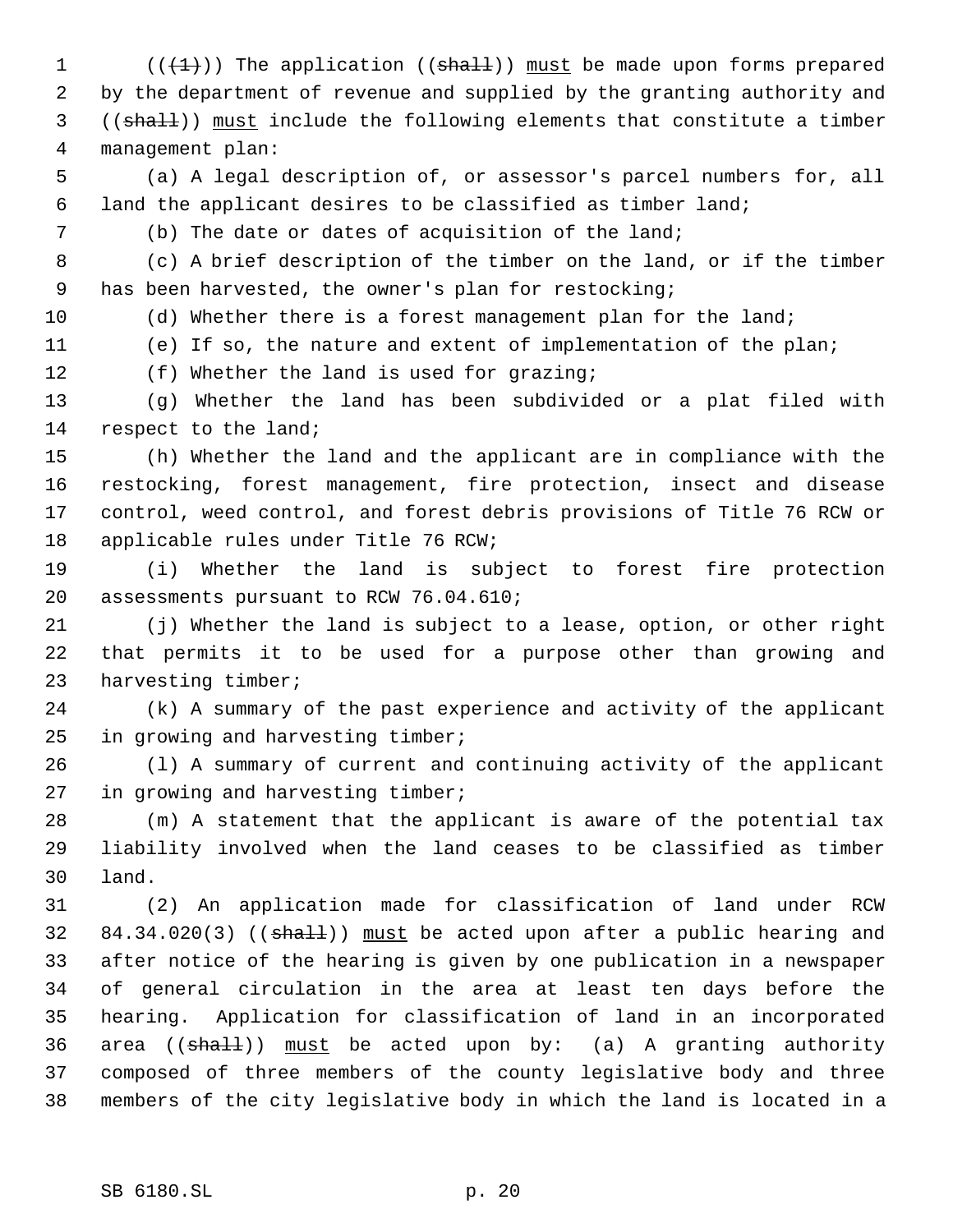((~~(1)~~)) The application ((~~shall~~)) <u>must</u> be made upon forms prepared by the department of revenue and supplied by the granting authority and ((~~shall~~)) <u>must</u> include the following elements that constitute a timber management plan:

(a) A legal description of, or assessor's parcel numbers for, all land the applicant desires to be classified as timber land;

(b) The date or dates of acquisition of the land;

(c) A brief description of the timber on the land, or if the timber has been harvested, the owner's plan for restocking;

(d) Whether there is a forest management plan for the land;

(e) If so, the nature and extent of implementation of the plan;

(f) Whether the land is used for grazing;

(g) Whether the land has been subdivided or a plat filed with respect to the land;

(h) Whether the land and the applicant are in compliance with the restocking, forest management, fire protection, insect and disease control, weed control, and forest debris provisions of Title 76 RCW or applicable rules under Title 76 RCW;

(i) Whether the land is subject to forest fire protection assessments pursuant to RCW 76.04.610;

(j) Whether the land is subject to a lease, option, or other right that permits it to be used for a purpose other than growing and harvesting timber;

(k) A summary of the past experience and activity of the applicant in growing and harvesting timber;

(l) A summary of current and continuing activity of the applicant in growing and harvesting timber;

(m) A statement that the applicant is aware of the potential tax liability involved when the land ceases to be classified as timber land.

(2) An application made for classification of land under RCW 84.34.020(3) ((~~shall~~)) <u>must</u> be acted upon after a public hearing and after notice of the hearing is given by one publication in a newspaper of general circulation in the area at least ten days before the hearing. Application for classification of land in an incorporated area ((~~shall~~)) <u>must</u> be acted upon by: (a) A granting authority composed of three members of the county legislative body and three members of the city legislative body in which the land is located in a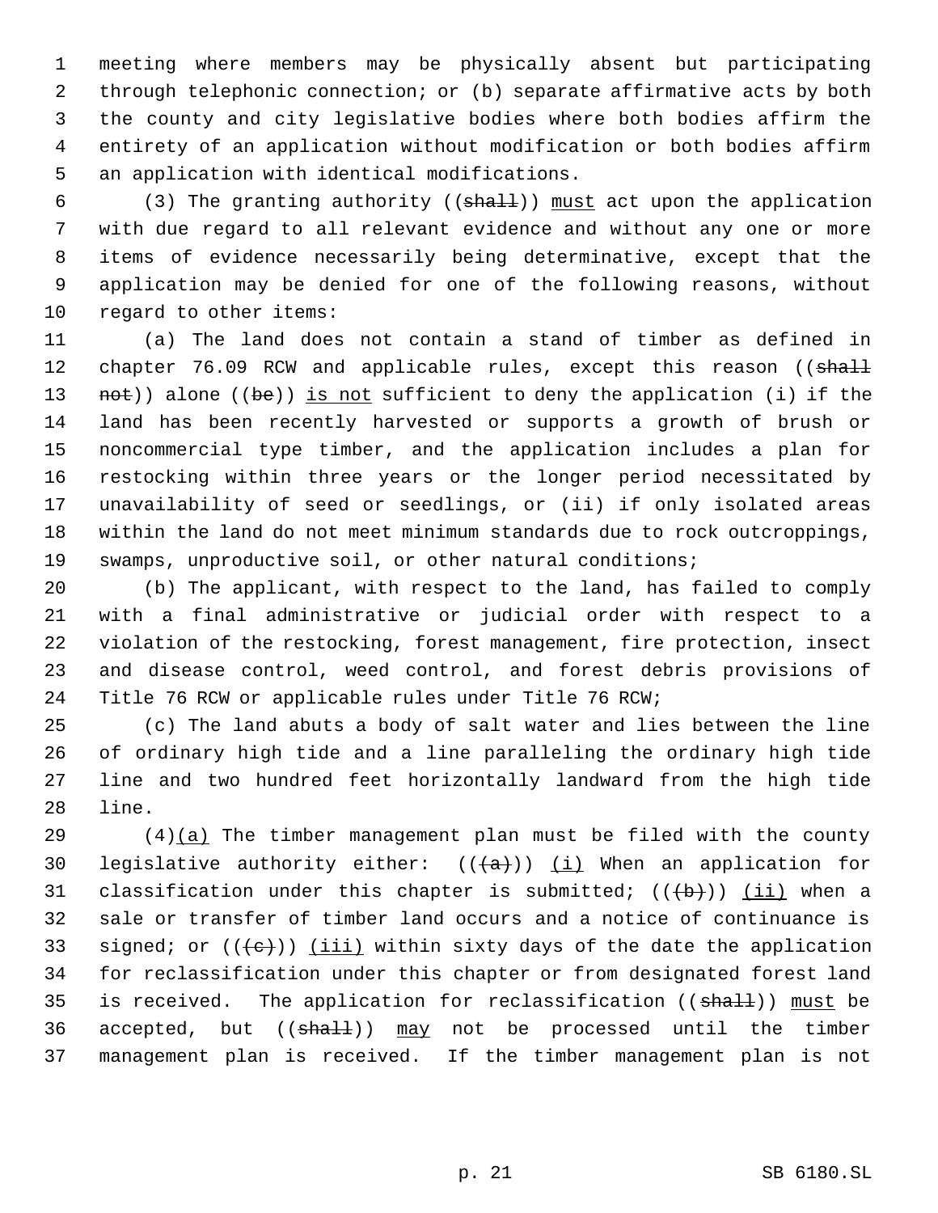meeting where members may be physically absent but participating through telephonic connection; or (b) separate affirmative acts by both the county and city legislative bodies where both bodies affirm the entirety of an application without modification or both bodies affirm an application with identical modifications.

(3) The granting authority ((~~shall~~)) <u>must</u> act upon the application with due regard to all relevant evidence and without any one or more items of evidence necessarily being determinative, except that the application may be denied for one of the following reasons, without regard to other items:

(a) The land does not contain a stand of timber as defined in chapter 76.09 RCW and applicable rules, except this reason ((~~shall not~~)) alone ((~~be~~)) <u>is not</u> sufficient to deny the application (i) if the land has been recently harvested or supports a growth of brush or noncommercial type timber, and the application includes a plan for restocking within three years or the longer period necessitated by unavailability of seed or seedlings, or (ii) if only isolated areas within the land do not meet minimum standards due to rock outcroppings, swamps, unproductive soil, or other natural conditions;

(b) The applicant, with respect to the land, has failed to comply with a final administrative or judicial order with respect to a violation of the restocking, forest management, fire protection, insect and disease control, weed control, and forest debris provisions of Title 76 RCW or applicable rules under Title 76 RCW;

(c) The land abuts a body of salt water and lies between the line of ordinary high tide and a line paralleling the ordinary high tide line and two hundred feet horizontally landward from the high tide line.

(4)<u>(a)</u> The timber management plan must be filed with the county legislative authority either: ((~~(a)~~)) <u>(i)</u> When an application for classification under this chapter is submitted; ((~~(b)~~)) <u>(ii)</u> when a sale or transfer of timber land occurs and a notice of continuance is signed; or ((~~(c)~~)) <u>(iii)</u> within sixty days of the date the application for reclassification under this chapter or from designated forest land is received. The application for reclassification ((~~shall~~)) <u>must</u> be accepted, but ((~~shall~~)) <u>may</u> not be processed until the timber management plan is received. If the timber management plan is not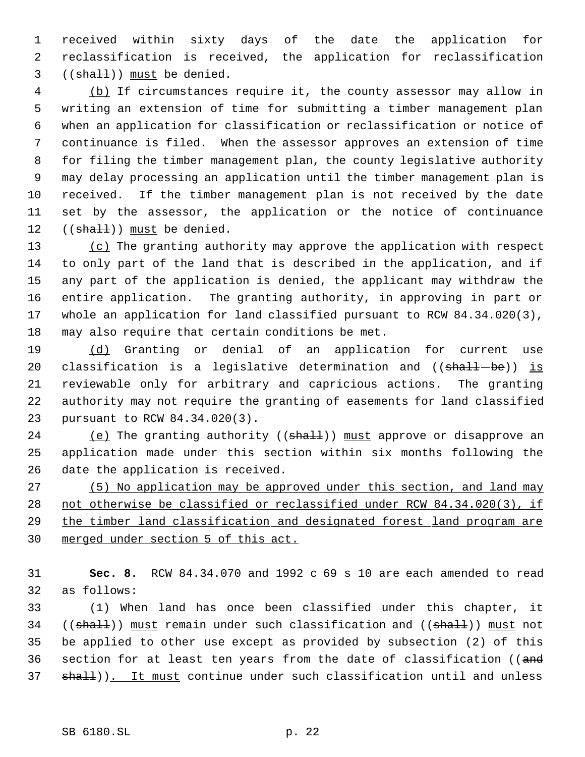received within sixty days of the date the application for reclassification is received, the application for reclassification ((~~shall~~)) <u>must</u> be denied.

<u>(b)</u> If circumstances require it, the county assessor may allow in writing an extension of time for submitting a timber management plan when an application for classification or reclassification or notice of continuance is filed. When the assessor approves an extension of time for filing the timber management plan, the county legislative authority may delay processing an application until the timber management plan is received. If the timber management plan is not received by the date set by the assessor, the application or the notice of continuance ((~~shall~~)) <u>must</u> be denied.

<u>(c)</u> The granting authority may approve the application with respect to only part of the land that is described in the application, and if any part of the application is denied, the applicant may withdraw the entire application. The granting authority, in approving in part or whole an application for land classified pursuant to RCW 84.34.020(3), may also require that certain conditions be met.

<u>(d)</u> Granting or denial of an application for current use classification is a legislative determination and ((~~shall be~~)) <u>is</u> reviewable only for arbitrary and capricious actions. The granting authority may not require the granting of easements for land classified pursuant to RCW 84.34.020(3).

<u>(e)</u> The granting authority ((~~shall~~)) <u>must</u> approve or disapprove an application made under this section within six months following the date the application is received.

<u>(5) No application may be approved under this section, and land may not otherwise be classified or reclassified under RCW 84.34.020(3), if the timber land classification and designated forest land program are merged under section 5 of this act.</u>

**Sec. 8.** RCW 84.34.070 and 1992 c 69 s 10 are each amended to read as follows:

(1) When land has once been classified under this chapter, it ((~~shall~~)) <u>must</u> remain under such classification and ((~~shall~~)) <u>must</u> not be applied to other use except as provided by subsection (2) of this section for at least ten years from the date of classification ((~~and shall~~))<u>. It must</u> continue under such classification until and unless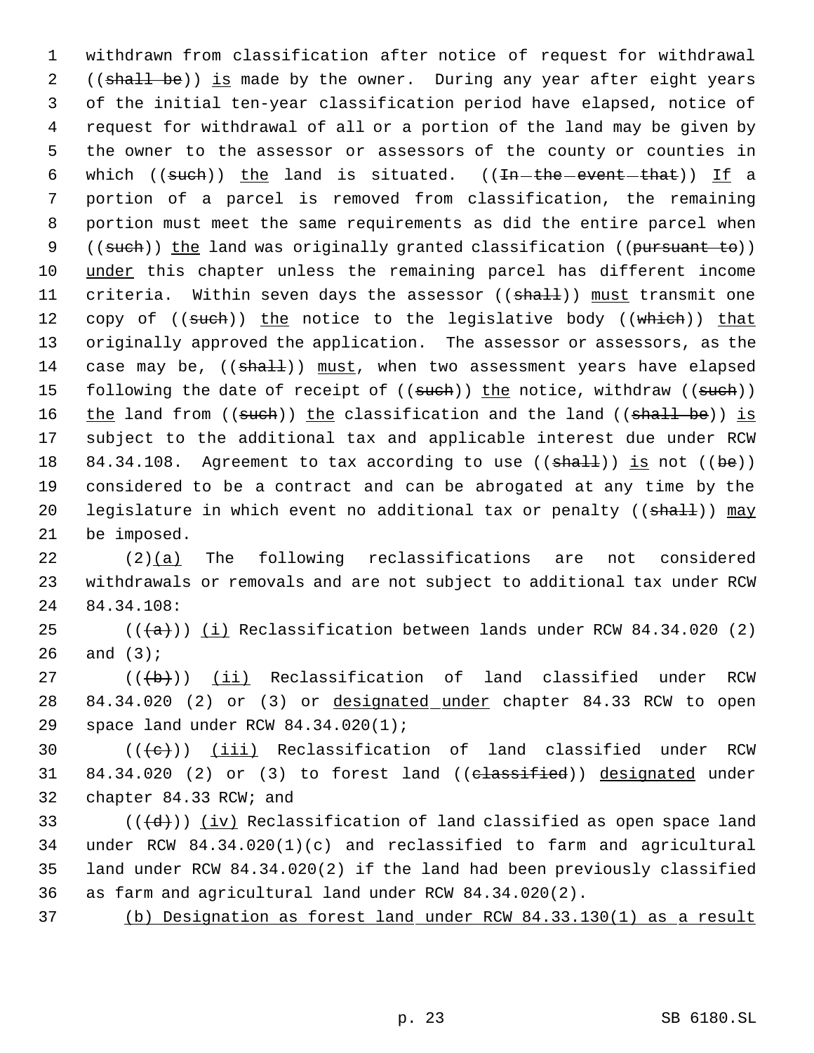withdrawn from classification after notice of request for withdrawal ((~~shall be~~)) is made by the owner. During any year after eight years of the initial ten-year classification period have elapsed, notice of request for withdrawal of all or a portion of the land may be given by the owner to the assessor or assessors of the county or counties in which ((~~such~~)) the land is situated. ((~~In the event that~~)) If a portion of a parcel is removed from classification, the remaining portion must meet the same requirements as did the entire parcel when ((~~such~~)) the land was originally granted classification ((~~pursuant to~~)) under this chapter unless the remaining parcel has different income criteria. Within seven days the assessor ((~~shall~~)) must transmit one copy of ((~~such~~)) the notice to the legislative body ((~~which~~)) that originally approved the application. The assessor or assessors, as the case may be, ((~~shall~~)) must, when two assessment years have elapsed following the date of receipt of ((~~such~~)) the notice, withdraw ((~~such~~)) the land from ((~~such~~)) the classification and the land ((~~shall be~~)) is subject to the additional tax and applicable interest due under RCW 84.34.108. Agreement to tax according to use ((~~shall~~)) is not ((~~be~~)) considered to be a contract and can be abrogated at any time by the legislature in which event no additional tax or penalty ((~~shall~~)) may be imposed.

(2)(a) The following reclassifications are not considered withdrawals or removals and are not subject to additional tax under RCW 84.34.108:

((~~(a)~~)) (i) Reclassification between lands under RCW 84.34.020 (2) and (3);

((~~(b)~~)) (ii) Reclassification of land classified under RCW 84.34.020 (2) or (3) or designated under chapter 84.33 RCW to open space land under RCW 84.34.020(1);

((~~(c)~~)) (iii) Reclassification of land classified under RCW 84.34.020 (2) or (3) to forest land ((~~classified~~)) designated under chapter 84.33 RCW; and

((~~(d)~~)) (iv) Reclassification of land classified as open space land under RCW 84.34.020(1)(c) and reclassified to farm and agricultural land under RCW 84.34.020(2) if the land had been previously classified as farm and agricultural land under RCW 84.34.020(2).

(b) Designation as forest land under RCW 84.33.130(1) as a result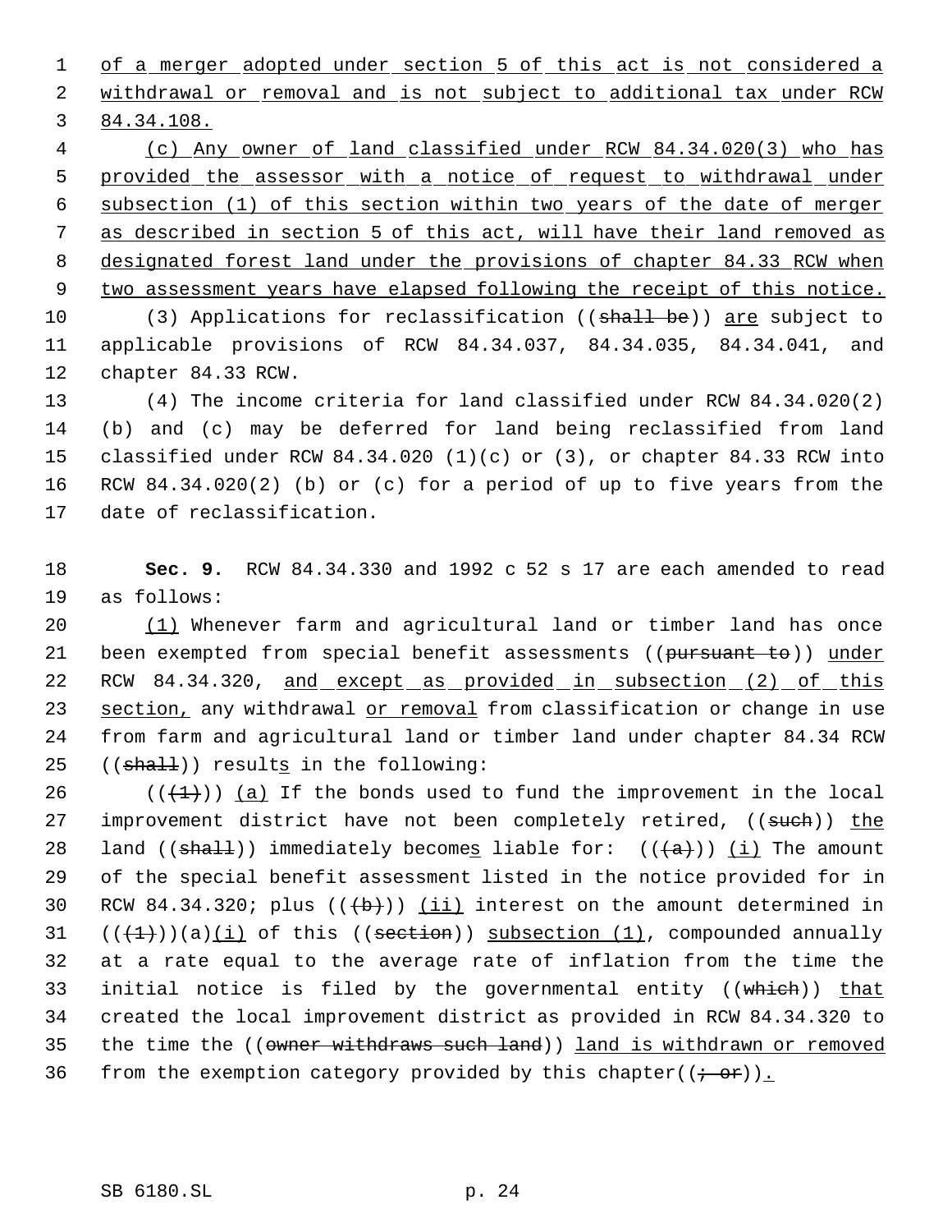of a merger adopted under section 5 of this act is not considered a withdrawal or removal and is not subject to additional tax under RCW 84.34.108.

(c) Any owner of land classified under RCW 84.34.020(3) who has provided the assessor with a notice of request to withdrawal under subsection (1) of this section within two years of the date of merger as described in section 5 of this act, will have their land removed as designated forest land under the provisions of chapter 84.33 RCW when two assessment years have elapsed following the receipt of this notice.

(3) Applications for reclassification ((shall be)) are subject to applicable provisions of RCW 84.34.037, 84.34.035, 84.34.041, and chapter 84.33 RCW.

(4) The income criteria for land classified under RCW 84.34.020(2) (b) and (c) may be deferred for land being reclassified from land classified under RCW 84.34.020 (1)(c) or (3), or chapter 84.33 RCW into RCW 84.34.020(2) (b) or (c) for a period of up to five years from the date of reclassification.

**Sec. 9.** RCW 84.34.330 and 1992 c 52 s 17 are each amended to read as follows:

(1) Whenever farm and agricultural land or timber land has once been exempted from special benefit assessments ((pursuant to)) under RCW 84.34.320, and except as provided in subsection (2) of this section, any withdrawal or removal from classification or change in use from farm and agricultural land or timber land under chapter 84.34 RCW ((shall)) results in the following:

(((1))) (a) If the bonds used to fund the improvement in the local improvement district have not been completely retired, ((such)) the land ((shall)) immediately becomes liable for: (((a))) (i) The amount of the special benefit assessment listed in the notice provided for in RCW 84.34.320; plus (((b))) (ii) interest on the amount determined in (((1)))(a)(i) of this ((section)) subsection (1), compounded annually at a rate equal to the average rate of inflation from the time the initial notice is filed by the governmental entity ((which)) that created the local improvement district as provided in RCW 84.34.320 to the time the ((owner withdraws such land)) land is withdrawn or removed from the exemption category provided by this chapter((; or)).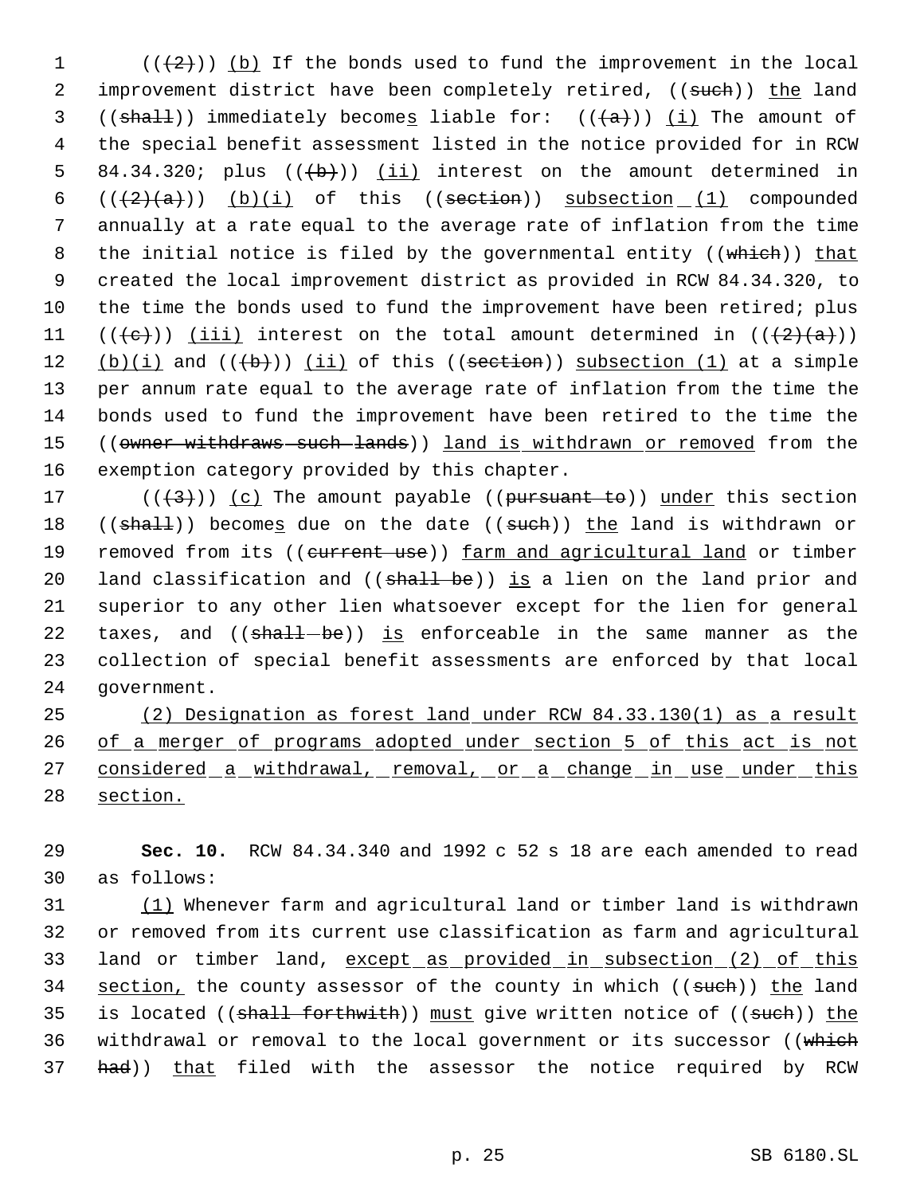((~~(2)~~)) <u>(b)</u> If the bonds used to fund the improvement in the local improvement district have been completely retired, ((~~such~~)) <u>the</u> land ((~~shall~~)) immediately become<u>s</u> liable for: ((~~(a)~~)) <u>(i)</u> The amount of the special benefit assessment listed in the notice provided for in RCW 84.34.320; plus ((~~(b)~~)) <u>(ii)</u> interest on the amount determined in ((~~(2)(a)~~)) <u>(b)(i)</u> of this ((~~section~~)) <u>subsection (1)</u> compounded annually at a rate equal to the average rate of inflation from the time the initial notice is filed by the governmental entity ((~~which~~)) <u>that</u> created the local improvement district as provided in RCW 84.34.320, to the time the bonds used to fund the improvement have been retired; plus ((~~(c)~~)) <u>(iii)</u> interest on the total amount determined in ((~~(2)(a)~~)) <u>(b)(i)</u> and ((~~(b)~~)) <u>(ii)</u> of this ((~~section~~)) <u>subsection (1)</u> at a simple per annum rate equal to the average rate of inflation from the time the bonds used to fund the improvement have been retired to the time the ((~~owner withdraws such lands~~)) <u>land is withdrawn or removed</u> from the exemption category provided by this chapter.

((~~(3)~~)) <u>(c)</u> The amount payable ((~~pursuant to~~)) <u>under</u> this section ((~~shall~~)) become<u>s</u> due on the date ((~~such~~)) <u>the</u> land is withdrawn or removed from its ((~~current use~~)) <u>farm and agricultural land</u> or timber land classification and ((~~shall be~~)) <u>is</u> a lien on the land prior and superior to any other lien whatsoever except for the lien for general taxes, and ((~~shall be~~)) <u>is</u> enforceable in the same manner as the collection of special benefit assessments are enforced by that local government.

<u>(2) Designation as forest land under RCW 84.33.130(1) as a result of a merger of programs adopted under section 5 of this act is not considered a withdrawal, removal, or a change in use under this section.</u>

**Sec. 10.** RCW 84.34.340 and 1992 c 52 s 18 are each amended to read as follows:

<u>(1)</u> Whenever farm and agricultural land or timber land is withdrawn or removed from its current use classification as farm and agricultural land or timber land, <u>except as provided in subsection (2) of this section,</u> the county assessor of the county in which ((~~such~~)) <u>the</u> land is located ((~~shall forthwith~~)) <u>must</u> give written notice of ((~~such~~)) <u>the</u> withdrawal or removal to the local government or its successor ((~~which had~~)) <u>that</u> filed with the assessor the notice required by RCW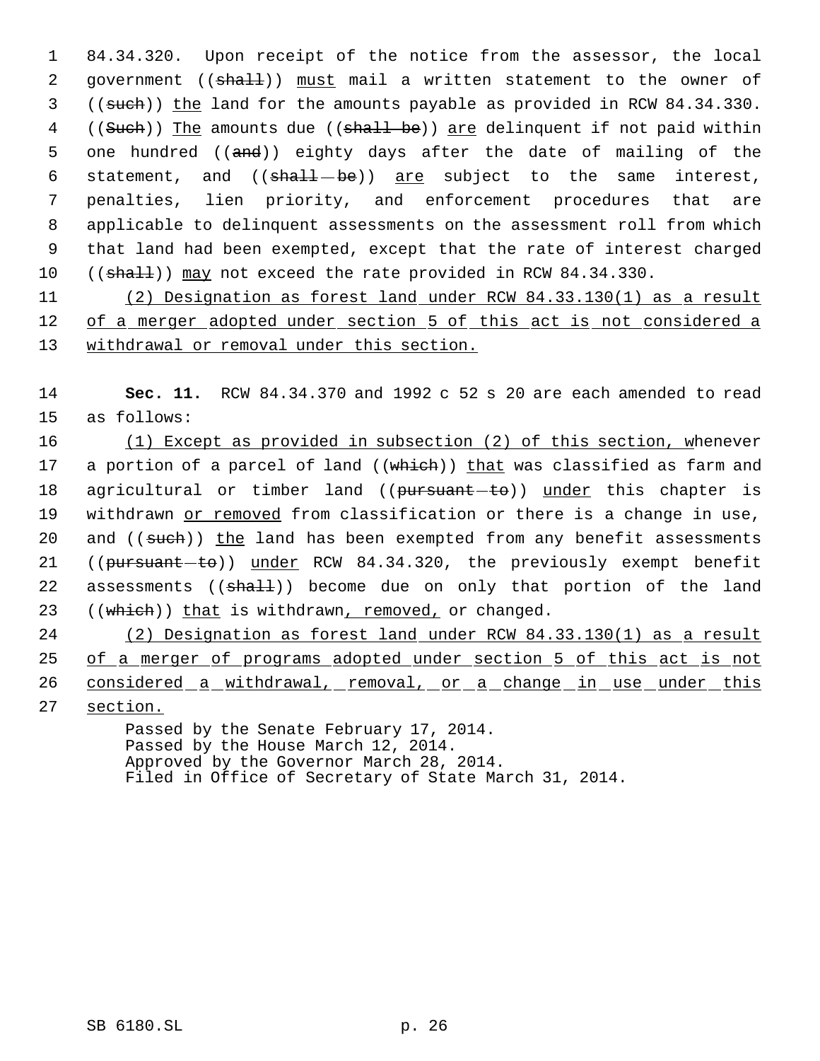84.34.320. Upon receipt of the notice from the assessor, the local government ((~~shall~~)) must mail a written statement to the owner of ((~~such~~)) the land for the amounts payable as provided in RCW 84.34.330. ((~~Such~~)) The amounts due ((~~shall be~~)) are delinquent if not paid within one hundred ((~~and~~)) eighty days after the date of mailing of the statement, and ((~~shall be~~)) are subject to the same interest, penalties, lien priority, and enforcement procedures that are applicable to delinquent assessments on the assessment roll from which that land had been exempted, except that the rate of interest charged ((~~shall~~)) may not exceed the rate provided in RCW 84.34.330.

(2) Designation as forest land under RCW 84.33.130(1) as a result of a merger adopted under section 5 of this act is not considered a withdrawal or removal under this section.

**Sec. 11.** RCW 84.34.370 and 1992 c 52 s 20 are each amended to read as follows:

(1) Except as provided in subsection (2) of this section, whenever a portion of a parcel of land ((~~which~~)) that was classified as farm and agricultural or timber land ((~~pursuant to~~)) under this chapter is withdrawn or removed from classification or there is a change in use, and ((~~such~~)) the land has been exempted from any benefit assessments ((~~pursuant to~~)) under RCW 84.34.320, the previously exempt benefit assessments ((~~shall~~)) become due on only that portion of the land ((~~which~~)) that is withdrawn, removed, or changed.

(2) Designation as forest land under RCW 84.33.130(1) as a result of a merger of programs adopted under section 5 of this act is not considered a withdrawal, removal, or a change in use under this section.

Passed by the Senate February 17, 2014.
Passed by the House March 12, 2014.
Approved by the Governor March 28, 2014.
Filed in Office of Secretary of State March 31, 2014.